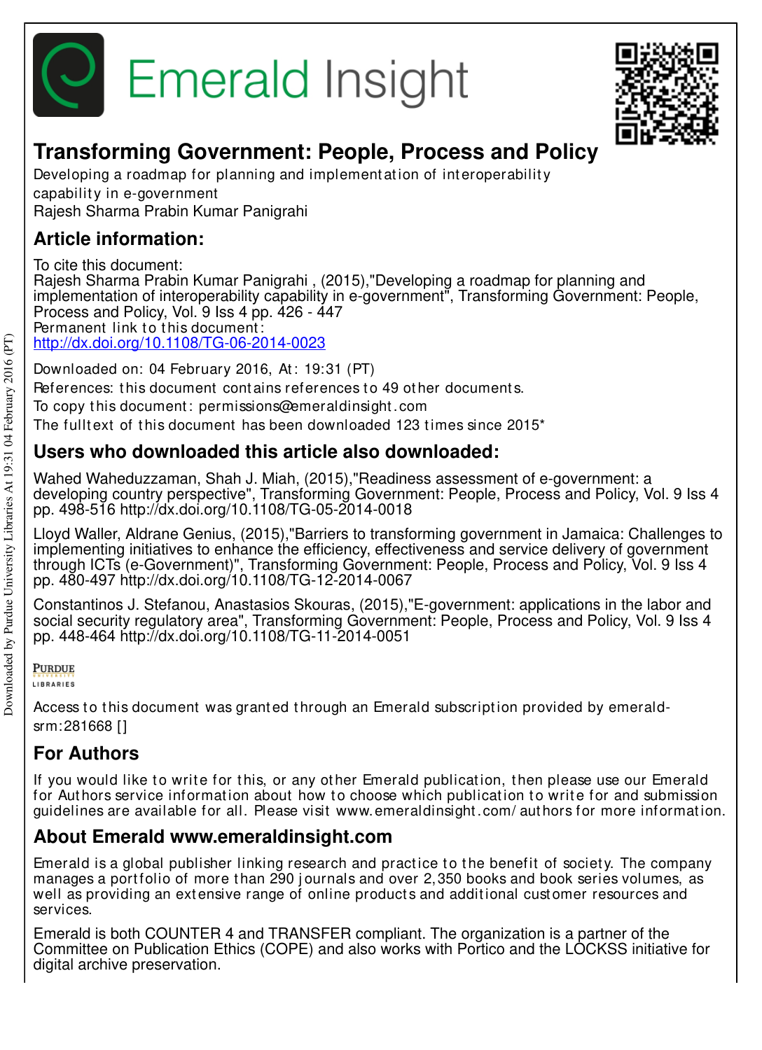Emerald Insight

# Transforming Government: People, Process and Policy

Developing a roadmap for planning and implementation of interoperability capability in e-government

Rajesh Sharma Prabin Kumar Panigrahi

## Article information:

To cite this document:
Rajesh Sharma Prabin Kumar Panigrahi , (2015),"Developing a roadmap for planning and implementation of interoperability capability in e-government", Transforming Government: People, Process and Policy, Vol. 9 Iss 4 pp. 426 - 447

Permanent link to this document:
http://dx.doi.org/10.1108/TG-06-2014-0023

Downloaded on: 04 February 2016, At: 19:31 (PT)

References: this document contains references to 49 other documents.

To copy this document: permissions@emeraldinsight.com

The fulltext of this document has been downloaded 123 times since 2015*

## Users who downloaded this article also downloaded:

Wahed Waheduzzaman, Shah J. Miah, (2015),"Readiness assessment of e-government: a developing country perspective", Transforming Government: People, Process and Policy, Vol. 9 Iss 4 pp. 498-516 http://dx.doi.org/10.1108/TG-05-2014-0018

Lloyd Waller, Aldrane Genius, (2015),"Barriers to transforming government in Jamaica: Challenges to implementing initiatives to enhance the efficiency, effectiveness and service delivery of government through ICTs (e-Government)", Transforming Government: People, Process and Policy, Vol. 9 Iss 4 pp. 480-497 http://dx.doi.org/10.1108/TG-12-2014-0067

Constantinos J. Stefanou, Anastasios Skouras, (2015),"E-government: applications in the labor and social security regulatory area", Transforming Government: People, Process and Policy, Vol. 9 Iss 4 pp. 448-464 http://dx.doi.org/10.1108/TG-11-2014-0051

Access to this document was granted through an Emerald subscription provided by emerald-srm:281668 []

## For Authors

If you would like to write for this, or any other Emerald publication, then please use our Emerald for Authors service information about how to choose which publication to write for and submission guidelines are available for all. Please visit www.emeraldinsight.com/authors for more information.

## About Emerald www.emeraldinsight.com

Emerald is a global publisher linking research and practice to the benefit of society. The company manages a portfolio of more than 290 journals and over 2,350 books and book series volumes, as well as providing an extensive range of online products and additional customer resources and services.

Emerald is both COUNTER 4 and TRANSFER compliant. The organization is a partner of the Committee on Publication Ethics (COPE) and also works with Portico and the LOCKSS initiative for digital archive preservation.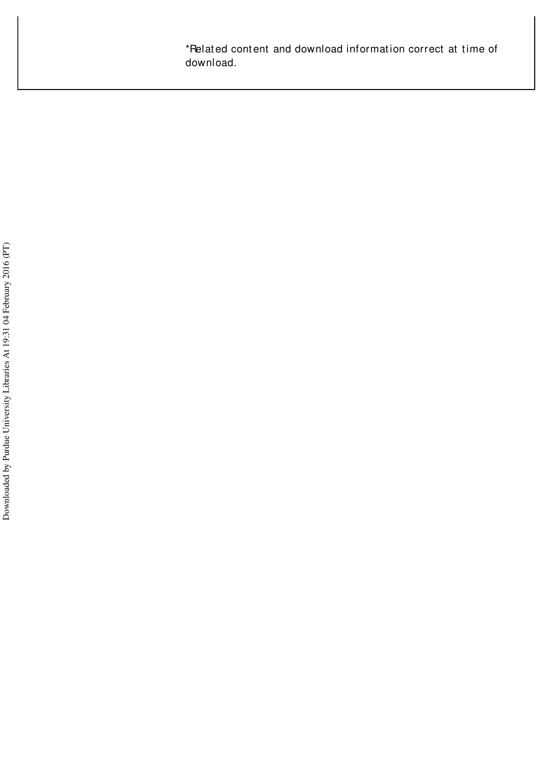*Related content and download information correct at time of download.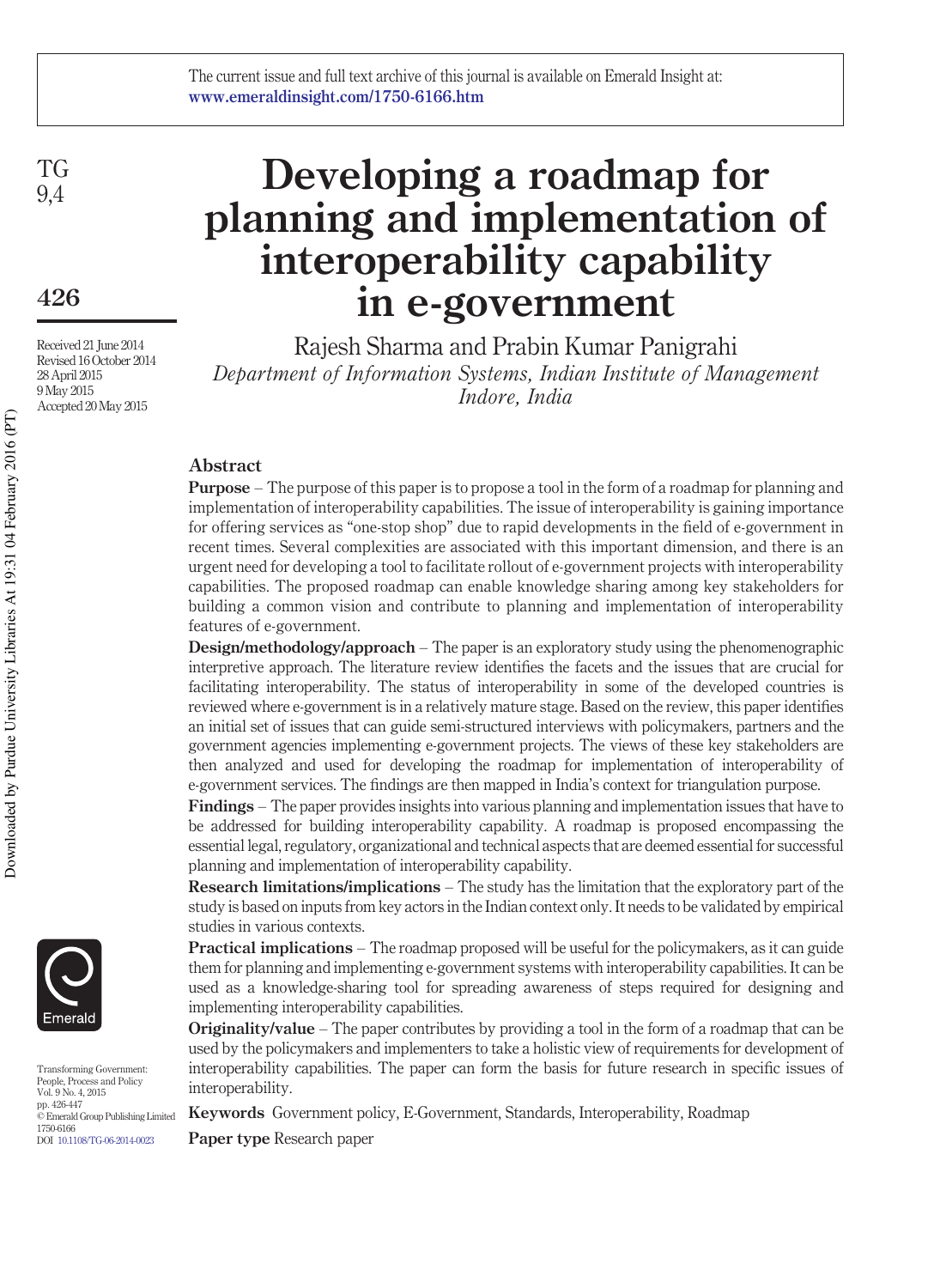# Developing a roadmap for planning and implementation of interoperability capability in e-government

Rajesh Sharma and Prabin Kumar Panigrahi

*Department of Information Systems, Indian Institute of Management Indore, India*

Received 21 June 2014
Revised 16 October 2014
28 April 2015
9 May 2015
Accepted 20 May 2015

## Abstract

**Purpose** – The purpose of this paper is to propose a tool in the form of a roadmap for planning and implementation of interoperability capabilities. The issue of interoperability is gaining importance for offering services as "one-stop shop" due to rapid developments in the field of e-government in recent times. Several complexities are associated with this important dimension, and there is an urgent need for developing a tool to facilitate rollout of e-government projects with interoperability capabilities. The proposed roadmap can enable knowledge sharing among key stakeholders for building a common vision and contribute to planning and implementation of interoperability features of e-government.

**Design/methodology/approach** – The paper is an exploratory study using the phenomenographic interpretive approach. The literature review identifies the facets and the issues that are crucial for facilitating interoperability. The status of interoperability in some of the developed countries is reviewed where e-government is in a relatively mature stage. Based on the review, this paper identifies an initial set of issues that can guide semi-structured interviews with policymakers, partners and the government agencies implementing e-government projects. The views of these key stakeholders are then analyzed and used for developing the roadmap for implementation of interoperability of e-government services. The findings are then mapped in India's context for triangulation purpose.

**Findings** – The paper provides insights into various planning and implementation issues that have to be addressed for building interoperability capability. A roadmap is proposed encompassing the essential legal, regulatory, organizational and technical aspects that are deemed essential for successful planning and implementation of interoperability capability.

**Research limitations/implications** – The study has the limitation that the exploratory part of the study is based on inputs from key actors in the Indian context only. It needs to be validated by empirical studies in various contexts.

**Practical implications** – The roadmap proposed will be useful for the policymakers, as it can guide them for planning and implementing e-government systems with interoperability capabilities. It can be used as a knowledge-sharing tool for spreading awareness of steps required for designing and implementing interoperability capabilities.

**Originality/value** – The paper contributes by providing a tool in the form of a roadmap that can be used by the policymakers and implementers to take a holistic view of requirements for development of interoperability capabilities. The paper can form the basis for future research in specific issues of interoperability.

**Keywords** Government policy, E-Government, Standards, Interoperability, Roadmap

**Paper type** Research paper

Transforming Government: People, Process and Policy
Vol. 9 No. 4, 2015
pp. 426-447
© Emerald Group Publishing Limited
1750-6166
DOI 10.1108/TG-06-2014-0023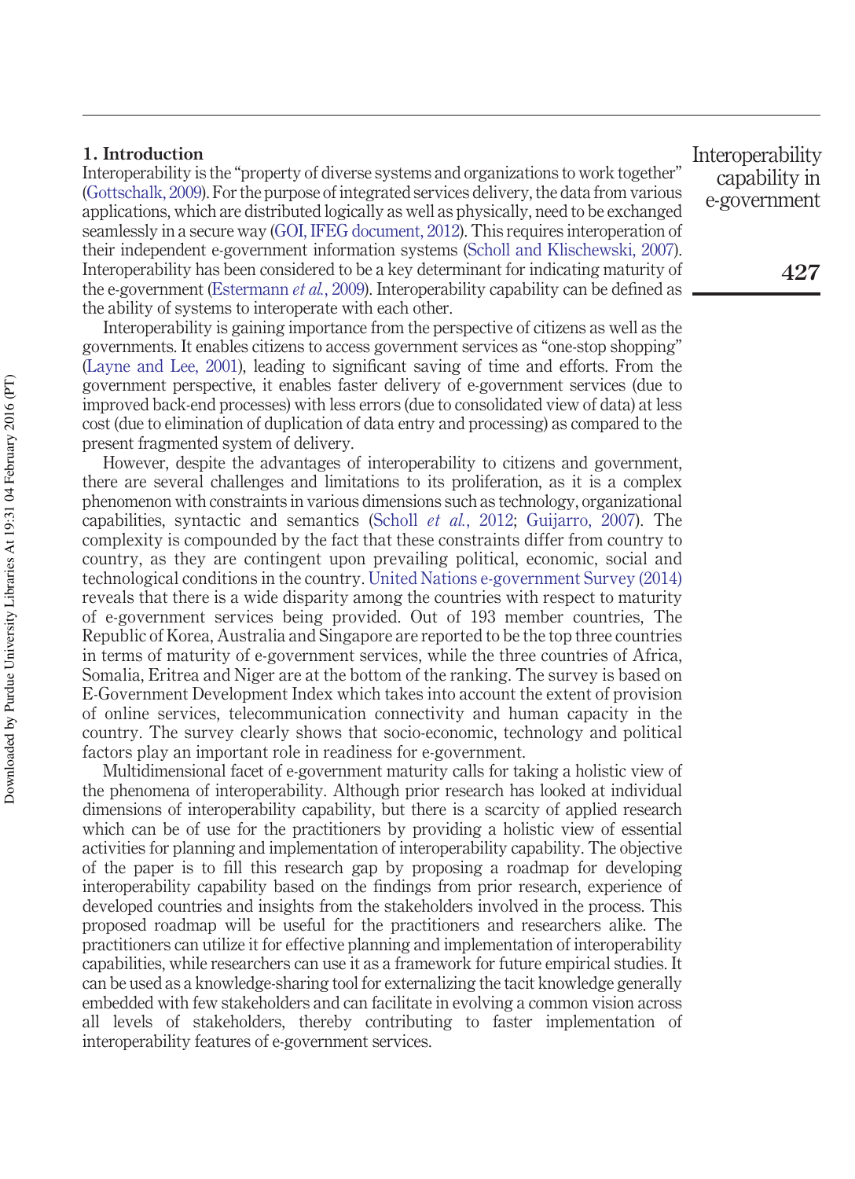## 1. Introduction

Interoperability is the "property of diverse systems and organizations to work together" (Gottschalk, 2009). For the purpose of integrated services delivery, the data from various applications, which are distributed logically as well as physically, need to be exchanged seamlessly in a secure way (GOI, IFEG document, 2012). This requires interoperation of their independent e-government information systems (Scholl and Klischewski, 2007). Interoperability has been considered to be a key determinant for indicating maturity of the e-government (Estermann *et al.*, 2009). Interoperability capability can be defined as the ability of systems to interoperate with each other.

Interoperability is gaining importance from the perspective of citizens as well as the governments. It enables citizens to access government services as "one-stop shopping" (Layne and Lee, 2001), leading to significant saving of time and efforts. From the government perspective, it enables faster delivery of e-government services (due to improved back-end processes) with less errors (due to consolidated view of data) at less cost (due to elimination of duplication of data entry and processing) as compared to the present fragmented system of delivery.

However, despite the advantages of interoperability to citizens and government, there are several challenges and limitations to its proliferation, as it is a complex phenomenon with constraints in various dimensions such as technology, organizational capabilities, syntactic and semantics (Scholl *et al.*, 2012; Guijarro, 2007). The complexity is compounded by the fact that these constraints differ from country to country, as they are contingent upon prevailing political, economic, social and technological conditions in the country. United Nations e-government Survey (2014) reveals that there is a wide disparity among the countries with respect to maturity of e-government services being provided. Out of 193 member countries, The Republic of Korea, Australia and Singapore are reported to be the top three countries in terms of maturity of e-government services, while the three countries of Africa, Somalia, Eritrea and Niger are at the bottom of the ranking. The survey is based on E-Government Development Index which takes into account the extent of provision of online services, telecommunication connectivity and human capacity in the country. The survey clearly shows that socio-economic, technology and political factors play an important role in readiness for e-government.

Multidimensional facet of e-government maturity calls for taking a holistic view of the phenomena of interoperability. Although prior research has looked at individual dimensions of interoperability capability, but there is a scarcity of applied research which can be of use for the practitioners by providing a holistic view of essential activities for planning and implementation of interoperability capability. The objective of the paper is to fill this research gap by proposing a roadmap for developing interoperability capability based on the findings from prior research, experience of developed countries and insights from the stakeholders involved in the process. This proposed roadmap will be useful for the practitioners and researchers alike. The practitioners can utilize it for effective planning and implementation of interoperability capabilities, while researchers can use it as a framework for future empirical studies. It can be used as a knowledge-sharing tool for externalizing the tacit knowledge generally embedded with few stakeholders and can facilitate in evolving a common vision across all levels of stakeholders, thereby contributing to faster implementation of interoperability features of e-government services.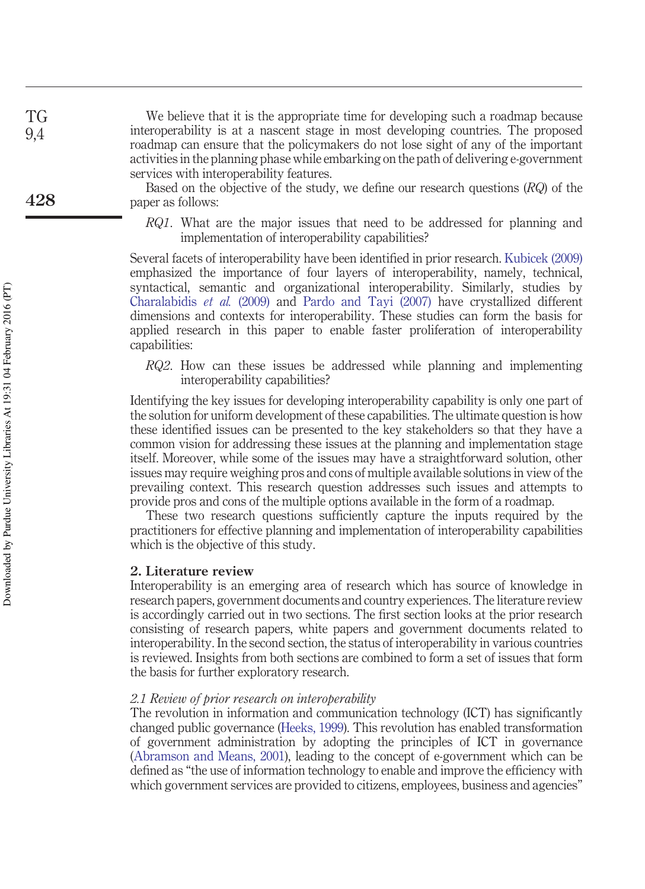We believe that it is the appropriate time for developing such a roadmap because interoperability is at a nascent stage in most developing countries. The proposed roadmap can ensure that the policymakers do not lose sight of any of the important activities in the planning phase while embarking on the path of delivering e-government services with interoperability features.

Based on the objective of the study, we define our research questions (*RQ*) of the paper as follows:

*RQ1*. What are the major issues that need to be addressed for planning and implementation of interoperability capabilities?

Several facets of interoperability have been identified in prior research. Kubicek (2009) emphasized the importance of four layers of interoperability, namely, technical, syntactical, semantic and organizational interoperability. Similarly, studies by Charalabidis *et al.* (2009) and Pardo and Tayi (2007) have crystallized different dimensions and contexts for interoperability. These studies can form the basis for applied research in this paper to enable faster proliferation of interoperability capabilities:

*RQ2*. How can these issues be addressed while planning and implementing interoperability capabilities?

Identifying the key issues for developing interoperability capability is only one part of the solution for uniform development of these capabilities. The ultimate question is how these identified issues can be presented to the key stakeholders so that they have a common vision for addressing these issues at the planning and implementation stage itself. Moreover, while some of the issues may have a straightforward solution, other issues may require weighing pros and cons of multiple available solutions in view of the prevailing context. This research question addresses such issues and attempts to provide pros and cons of the multiple options available in the form of a roadmap.

These two research questions sufficiently capture the inputs required by the practitioners for effective planning and implementation of interoperability capabilities which is the objective of this study.

## 2. Literature review

Interoperability is an emerging area of research which has source of knowledge in research papers, government documents and country experiences. The literature review is accordingly carried out in two sections. The first section looks at the prior research consisting of research papers, white papers and government documents related to interoperability. In the second section, the status of interoperability in various countries is reviewed. Insights from both sections are combined to form a set of issues that form the basis for further exploratory research.

### *2.1 Review of prior research on interoperability*

The revolution in information and communication technology (ICT) has significantly changed public governance (Heeks, 1999). This revolution has enabled transformation of government administration by adopting the principles of ICT in governance (Abramson and Means, 2001), leading to the concept of e-government which can be defined as "the use of information technology to enable and improve the efficiency with which government services are provided to citizens, employees, business and agencies"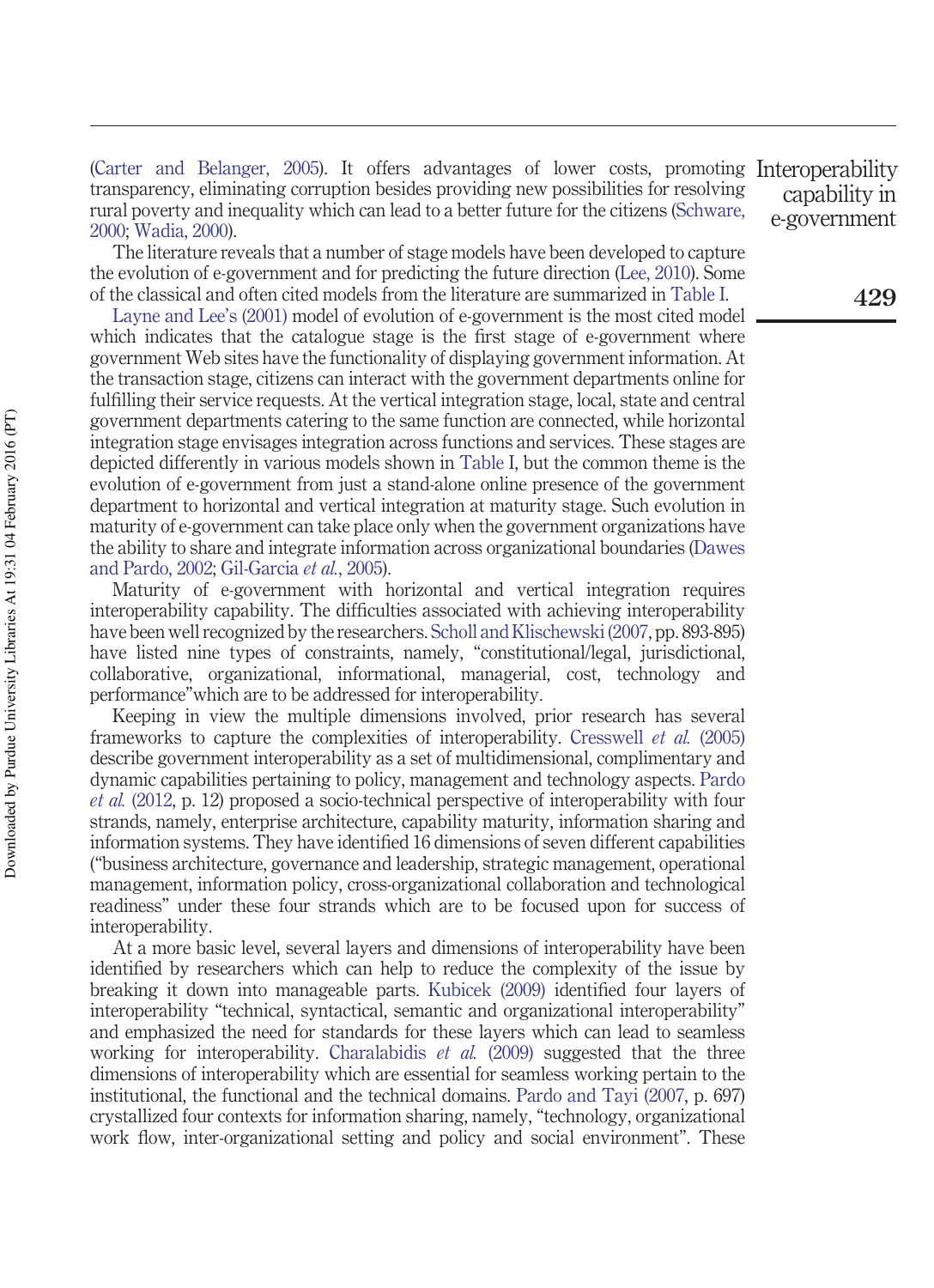(Carter and Belanger, 2005). It offers advantages of lower costs, promoting transparency, eliminating corruption besides providing new possibilities for resolving rural poverty and inequality which can lead to a better future for the citizens (Schware, 2000; Wadia, 2000).

The literature reveals that a number of stage models have been developed to capture the evolution of e-government and for predicting the future direction (Lee, 2010). Some of the classical and often cited models from the literature are summarized in Table I.

Layne and Lee's (2001) model of evolution of e-government is the most cited model which indicates that the catalogue stage is the first stage of e-government where government Web sites have the functionality of displaying government information. At the transaction stage, citizens can interact with the government departments online for fulfilling their service requests. At the vertical integration stage, local, state and central government departments catering to the same function are connected, while horizontal integration stage envisages integration across functions and services. These stages are depicted differently in various models shown in Table I, but the common theme is the evolution of e-government from just a stand-alone online presence of the government department to horizontal and vertical integration at maturity stage. Such evolution in maturity of e-government can take place only when the government organizations have the ability to share and integrate information across organizational boundaries (Dawes and Pardo, 2002; Gil-Garcia *et al.*, 2005).

Maturity of e-government with horizontal and vertical integration requires interoperability capability. The difficulties associated with achieving interoperability have been well recognized by the researchers. Scholl and Klischewski (2007, pp. 893-895) have listed nine types of constraints, namely, "constitutional/legal, jurisdictional, collaborative, organizational, informational, managerial, cost, technology and performance"which are to be addressed for interoperability.

Keeping in view the multiple dimensions involved, prior research has several frameworks to capture the complexities of interoperability. Cresswell *et al.* (2005) describe government interoperability as a set of multidimensional, complimentary and dynamic capabilities pertaining to policy, management and technology aspects. Pardo *et al.* (2012, p. 12) proposed a socio-technical perspective of interoperability with four strands, namely, enterprise architecture, capability maturity, information sharing and information systems. They have identified 16 dimensions of seven different capabilities ("business architecture, governance and leadership, strategic management, operational management, information policy, cross-organizational collaboration and technological readiness" under these four strands which are to be focused upon for success of interoperability.

At a more basic level, several layers and dimensions of interoperability have been identified by researchers which can help to reduce the complexity of the issue by breaking it down into manageable parts. Kubicek (2009) identified four layers of interoperability "technical, syntactical, semantic and organizational interoperability" and emphasized the need for standards for these layers which can lead to seamless working for interoperability. Charalabidis *et al.* (2009) suggested that the three dimensions of interoperability which are essential for seamless working pertain to the institutional, the functional and the technical domains. Pardo and Tayi (2007, p. 697) crystallized four contexts for information sharing, namely, "technology, organizational work flow, inter-organizational setting and policy and social environment". These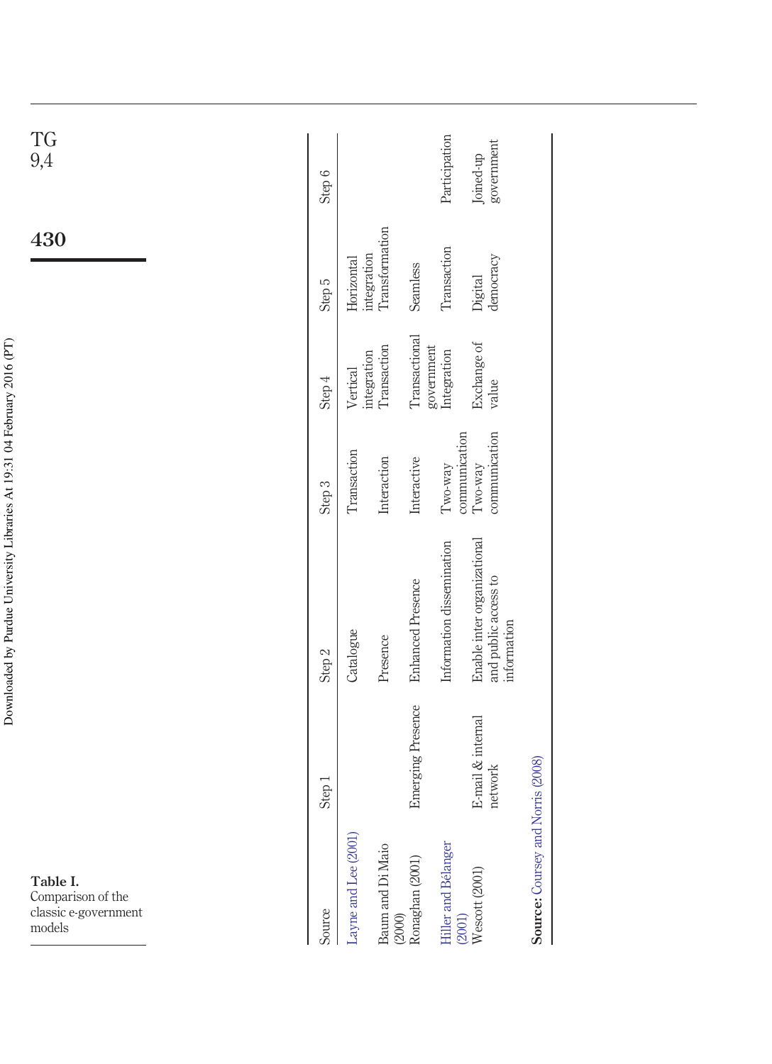**Table I.** Comparison of the classic e-government models

| Source | Step 1 | Step 2 | Step 3 | Step 4 | Step 5 | Step 6 |
|---|---|---|---|---|---|---|
| Layne and Lee (2001) | | Catalogue | Transaction | Vertical integration | Horizontal integration | |
| Baum and Di Maio (2000) | | Presence | Interaction | Transaction | Transformation | |
| Ronaghan (2001) | Emerging Presence | Enhanced Presence | Interactive | Transactional government | Seamless | |
| Hiller and Bélanger (2001) | | Information dissemination | Two-way communication | Integration | Transaction | Participation |
| Wescott (2001) | E-mail & internal network | Enable inter organizational and public access to information | Two-way communication | Exchange of value | Digital democracy | Joined-up government |

**Source:** Coursey and Norris (2008)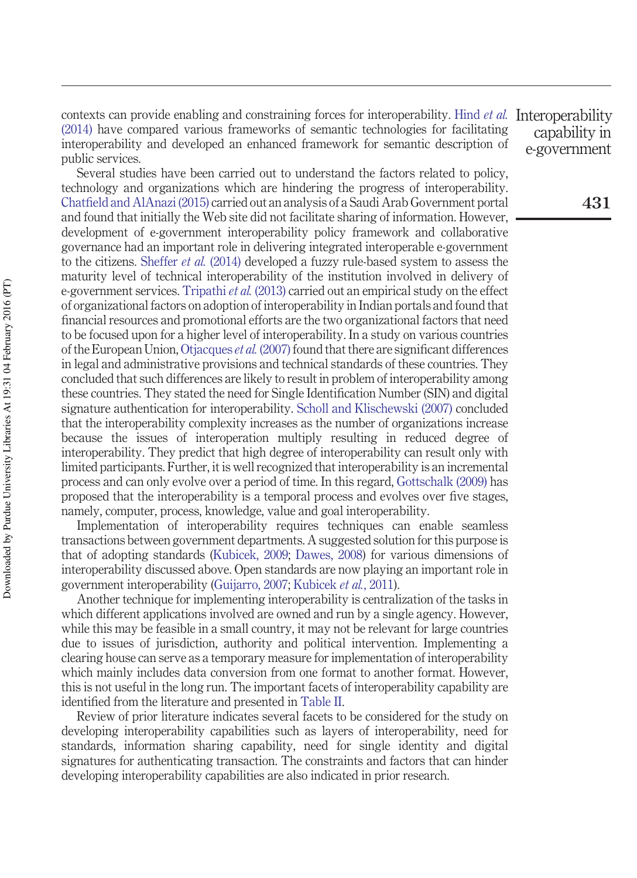contexts can provide enabling and constraining forces for interoperability. Hind *et al.* (2014) have compared various frameworks of semantic technologies for facilitating interoperability and developed an enhanced framework for semantic description of public services.

Several studies have been carried out to understand the factors related to policy, technology and organizations which are hindering the progress of interoperability. Chatfield and AlAnazi (2015) carried out an analysis of a Saudi Arab Government portal and found that initially the Web site did not facilitate sharing of information. However, development of e-government interoperability policy framework and collaborative governance had an important role in delivering integrated interoperable e-government to the citizens. Sheffer *et al.* (2014) developed a fuzzy rule-based system to assess the maturity level of technical interoperability of the institution involved in delivery of e-government services. Tripathi *et al.* (2013) carried out an empirical study on the effect of organizational factors on adoption of interoperability in Indian portals and found that financial resources and promotional efforts are the two organizational factors that need to be focused upon for a higher level of interoperability. In a study on various countries of the European Union, Otjacques *et al.* (2007) found that there are significant differences in legal and administrative provisions and technical standards of these countries. They concluded that such differences are likely to result in problem of interoperability among these countries. They stated the need for Single Identification Number (SIN) and digital signature authentication for interoperability. Scholl and Klischewski (2007) concluded that the interoperability complexity increases as the number of organizations increase because the issues of interoperation multiply resulting in reduced degree of interoperability. They predict that high degree of interoperability can result only with limited participants. Further, it is well recognized that interoperability is an incremental process and can only evolve over a period of time. In this regard, Gottschalk (2009) has proposed that the interoperability is a temporal process and evolves over five stages, namely, computer, process, knowledge, value and goal interoperability.

Implementation of interoperability requires techniques can enable seamless transactions between government departments. A suggested solution for this purpose is that of adopting standards (Kubicek, 2009; Dawes, 2008) for various dimensions of interoperability discussed above. Open standards are now playing an important role in government interoperability (Guijarro, 2007; Kubicek *et al.*, 2011).

Another technique for implementing interoperability is centralization of the tasks in which different applications involved are owned and run by a single agency. However, while this may be feasible in a small country, it may not be relevant for large countries due to issues of jurisdiction, authority and political intervention. Implementing a clearing house can serve as a temporary measure for implementation of interoperability which mainly includes data conversion from one format to another format. However, this is not useful in the long run. The important facets of interoperability capability are identified from the literature and presented in Table II.

Review of prior literature indicates several facets to be considered for the study on developing interoperability capabilities such as layers of interoperability, need for standards, information sharing capability, need for single identity and digital signatures for authenticating transaction. The constraints and factors that can hinder developing interoperability capabilities are also indicated in prior research.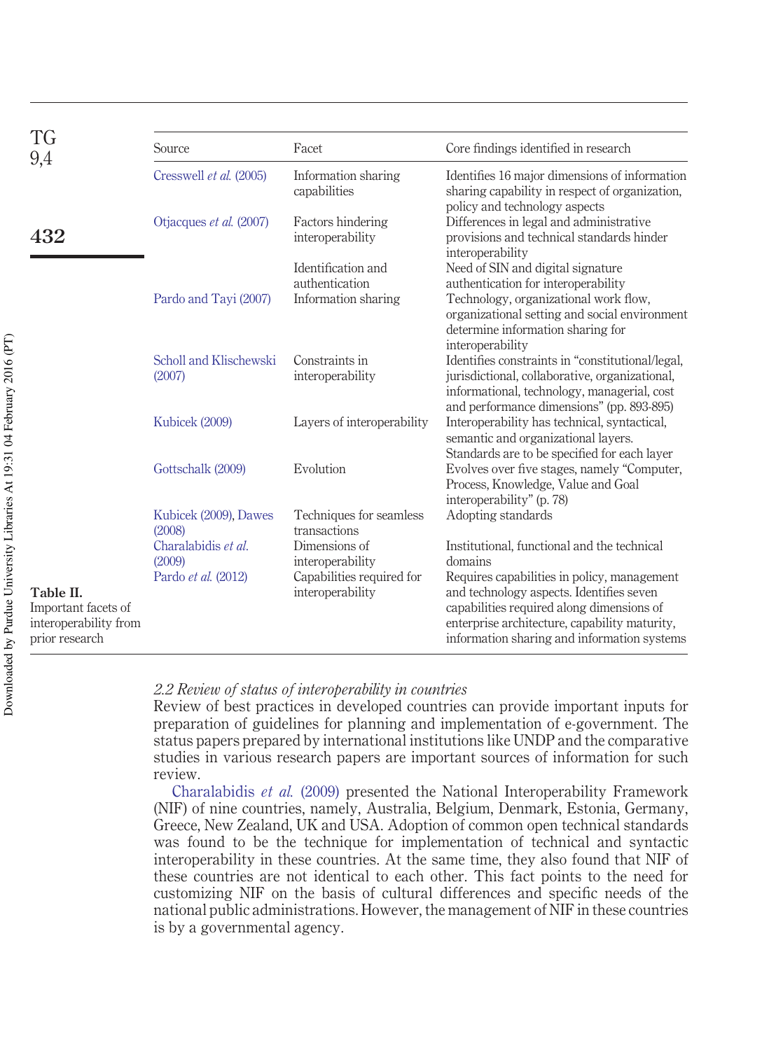**Table II.** Important facets of interoperability from prior research

| Source | Facet | Core findings identified in research |
|---|---|---|
| Cresswell *et al.* (2005) | Information sharing capabilities | Identifies 16 major dimensions of information sharing capability in respect of organization, policy and technology aspects |
| Otjacques *et al.* (2007) | Factors hindering interoperability | Differences in legal and administrative provisions and technical standards hinder interoperability |
| | Identification and authentication | Need of SIN and digital signature authentication for interoperability |
| Pardo and Tayi (2007) | Information sharing | Technology, organizational work flow, organizational setting and social environment determine information sharing for interoperability |
| Scholl and Klischewski (2007) | Constraints in interoperability | Identifies constraints in "constitutional/legal, jurisdictional, collaborative, organizational, informational, technology, managerial, cost and performance dimensions" (pp. 893-895) |
| Kubicek (2009) | Layers of interoperability | Interoperability has technical, syntactical, semantic and organizational layers. Standards are to be specified for each layer |
| Gottschalk (2009) | Evolution | Evolves over five stages, namely "Computer, Process, Knowledge, Value and Goal interoperability" (p. 78) |
| Kubicek (2009), Dawes (2008) | Techniques for seamless transactions | Adopting standards |
| Charalabidis *et al.* (2009) | Dimensions of interoperability | Institutional, functional and the technical domains |
| Pardo *et al.* (2012) | Capabilities required for interoperability | Requires capabilities in policy, management and technology aspects. Identifies seven capabilities required along dimensions of enterprise architecture, capability maturity, information sharing and information systems |

### *2.2 Review of status of interoperability in countries*

Review of best practices in developed countries can provide important inputs for preparation of guidelines for planning and implementation of e-government. The status papers prepared by international institutions like UNDP and the comparative studies in various research papers are important sources of information for such review.

Charalabidis *et al.* (2009) presented the National Interoperability Framework (NIF) of nine countries, namely, Australia, Belgium, Denmark, Estonia, Germany, Greece, New Zealand, UK and USA. Adoption of common open technical standards was found to be the technique for implementation of technical and syntactic interoperability in these countries. At the same time, they also found that NIF of these countries are not identical to each other. This fact points to the need for customizing NIF on the basis of cultural differences and specific needs of the national public administrations. However, the management of NIF in these countries is by a governmental agency.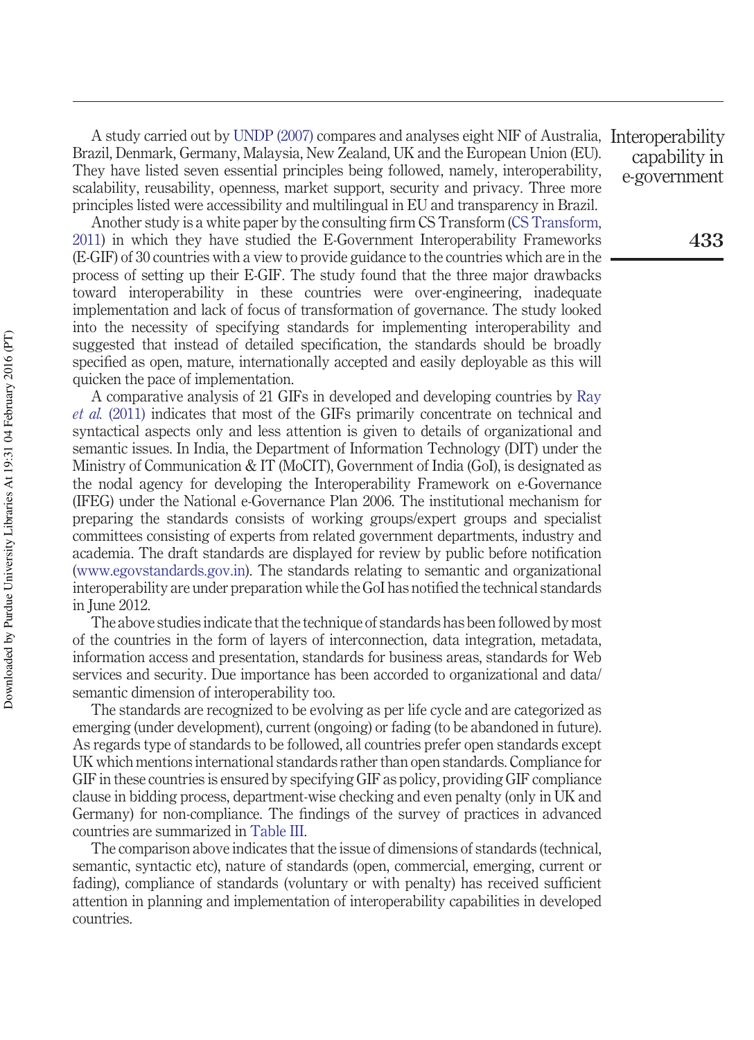A study carried out by UNDP (2007) compares and analyses eight NIF of Australia, Brazil, Denmark, Germany, Malaysia, New Zealand, UK and the European Union (EU). They have listed seven essential principles being followed, namely, interoperability, scalability, reusability, openness, market support, security and privacy. Three more principles listed were accessibility and multilingual in EU and transparency in Brazil.

Another study is a white paper by the consulting firm CS Transform (CS Transform, 2011) in which they have studied the E-Government Interoperability Frameworks (E-GIF) of 30 countries with a view to provide guidance to the countries which are in the process of setting up their E-GIF. The study found that the three major drawbacks toward interoperability in these countries were over-engineering, inadequate implementation and lack of focus of transformation of governance. The study looked into the necessity of specifying standards for implementing interoperability and suggested that instead of detailed specification, the standards should be broadly specified as open, mature, internationally accepted and easily deployable as this will quicken the pace of implementation.

A comparative analysis of 21 GIFs in developed and developing countries by Ray *et al.* (2011) indicates that most of the GIFs primarily concentrate on technical and syntactical aspects only and less attention is given to details of organizational and semantic issues. In India, the Department of Information Technology (DIT) under the Ministry of Communication & IT (MoCIT), Government of India (GoI), is designated as the nodal agency for developing the Interoperability Framework on e-Governance (IFEG) under the National e-Governance Plan 2006. The institutional mechanism for preparing the standards consists of working groups/expert groups and specialist committees consisting of experts from related government departments, industry and academia. The draft standards are displayed for review by public before notification (www.egovstandards.gov.in). The standards relating to semantic and organizational interoperability are under preparation while the GoI has notified the technical standards in June 2012.

The above studies indicate that the technique of standards has been followed by most of the countries in the form of layers of interconnection, data integration, metadata, information access and presentation, standards for business areas, standards for Web services and security. Due importance has been accorded to organizational and data/semantic dimension of interoperability too.

The standards are recognized to be evolving as per life cycle and are categorized as emerging (under development), current (ongoing) or fading (to be abandoned in future). As regards type of standards to be followed, all countries prefer open standards except UK which mentions international standards rather than open standards. Compliance for GIF in these countries is ensured by specifying GIF as policy, providing GIF compliance clause in bidding process, department-wise checking and even penalty (only in UK and Germany) for non-compliance. The findings of the survey of practices in advanced countries are summarized in Table III.

The comparison above indicates that the issue of dimensions of standards (technical, semantic, syntactic etc), nature of standards (open, commercial, emerging, current or fading), compliance of standards (voluntary or with penalty) has received sufficient attention in planning and implementation of interoperability capabilities in developed countries.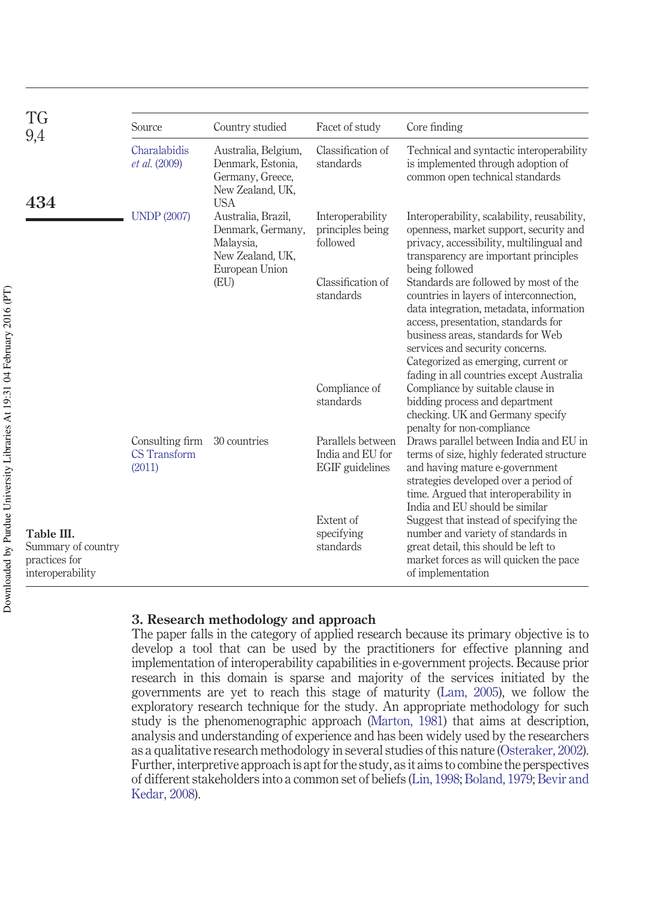| Source | Country studied | Facet of study | Core finding |
|---|---|---|---|
| Charalabidis *et al.* (2009) | Australia, Belgium, Denmark, Estonia, Germany, Greece, New Zealand, UK, USA | Classification of standards | Technical and syntactic interoperability is implemented through adoption of common open technical standards |
| UNDP (2007) | Australia, Brazil, Denmark, Germany, Malaysia, New Zealand, UK, European Union (EU) | Interoperability principles being followed | Interoperability, scalability, reusability, openness, market support, security and privacy, accessibility, multilingual and transparency are important principles being followed |
| | | Classification of standards | Standards are followed by most of the countries in layers of interconnection, data integration, metadata, information access, presentation, standards for business areas, standards for Web services and security concerns. Categorized as emerging, current or fading in all countries except Australia |
| | | Compliance of standards | Compliance by suitable clause in bidding process and department checking. UK and Germany specify penalty for non-compliance |
| Consulting firm CS Transform (2011) | 30 countries | Parallels between India and EU for EGIF guidelines | Draws parallel between India and EU in terms of size, highly federated structure and having mature e-government strategies developed over a period of time. Argued that interoperability in India and EU should be similar |
| | | Extent of specifying standards | Suggest that instead of specifying the number and variety of standards in great detail, this should be left to market forces as will quicken the pace of implementation |

**Table III.** Summary of country practices for interoperability

## 3. Research methodology and approach

The paper falls in the category of applied research because its primary objective is to develop a tool that can be used by the practitioners for effective planning and implementation of interoperability capabilities in e-government projects. Because prior research in this domain is sparse and majority of the services initiated by the governments are yet to reach this stage of maturity (Lam, 2005), we follow the exploratory research technique for the study. An appropriate methodology for such study is the phenomenographic approach (Marton, 1981) that aims at description, analysis and understanding of experience and has been widely used by the researchers as a qualitative research methodology in several studies of this nature (Osteraker, 2002). Further, interpretive approach is apt for the study, as it aims to combine the perspectives of different stakeholders into a common set of beliefs (Lin, 1998; Boland, 1979; Bevir and Kedar, 2008).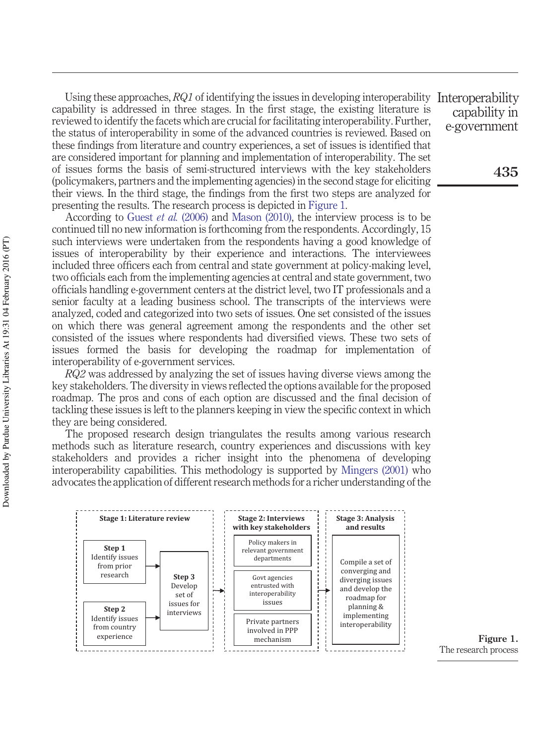Using these approaches, *RQ1* of identifying the issues in developing interoperability capability is addressed in three stages. In the first stage, the existing literature is reviewed to identify the facets which are crucial for facilitating interoperability. Further, the status of interoperability in some of the advanced countries is reviewed. Based on these findings from literature and country experiences, a set of issues is identified that are considered important for planning and implementation of interoperability. The set of issues forms the basis of semi-structured interviews with the key stakeholders (policymakers, partners and the implementing agencies) in the second stage for eliciting their views. In the third stage, the findings from the first two steps are analyzed for presenting the results. The research process is depicted in Figure 1.

According to Guest *et al.* (2006) and Mason (2010), the interview process is to be continued till no new information is forthcoming from the respondents. Accordingly, 15 such interviews were undertaken from the respondents having a good knowledge of issues of interoperability by their experience and interactions. The interviewees included three officers each from central and state government at policy-making level, two officials each from the implementing agencies at central and state government, two officials handling e-government centers at the district level, two IT professionals and a senior faculty at a leading business school. The transcripts of the interviews were analyzed, coded and categorized into two sets of issues. One set consisted of the issues on which there was general agreement among the respondents and the other set consisted of the issues where respondents had diversified views. These two sets of issues formed the basis for developing the roadmap for implementation of interoperability of e-government services.

*RQ2* was addressed by analyzing the set of issues having diverse views among the key stakeholders. The diversity in views reflected the options available for the proposed roadmap. The pros and cons of each option are discussed and the final decision of tackling these issues is left to the planners keeping in view the specific context in which they are being considered.

The proposed research design triangulates the results among various research methods such as literature research, country experiences and discussions with key stakeholders and provides a richer insight into the phenomena of developing interoperability capabilities. This methodology is supported by Mingers (2001) who advocates the application of different research methods for a richer understanding of the

Stage 1: Literature review

Step 1
Identify issues from prior research

Step 2
Identify issues from country experience

Step 3
Develop set of issues for interviews

Stage 2: Interviews with key stakeholders

Policy makers in relevant government departments

Govt agencies entrusted with interoperability issues

Private partners involved in PPP mechanism

Stage 3: Analysis and results

Compile a set of converging and diverging issues and develop the roadmap for planning & implementing interoperability

**Figure 1.**
The research process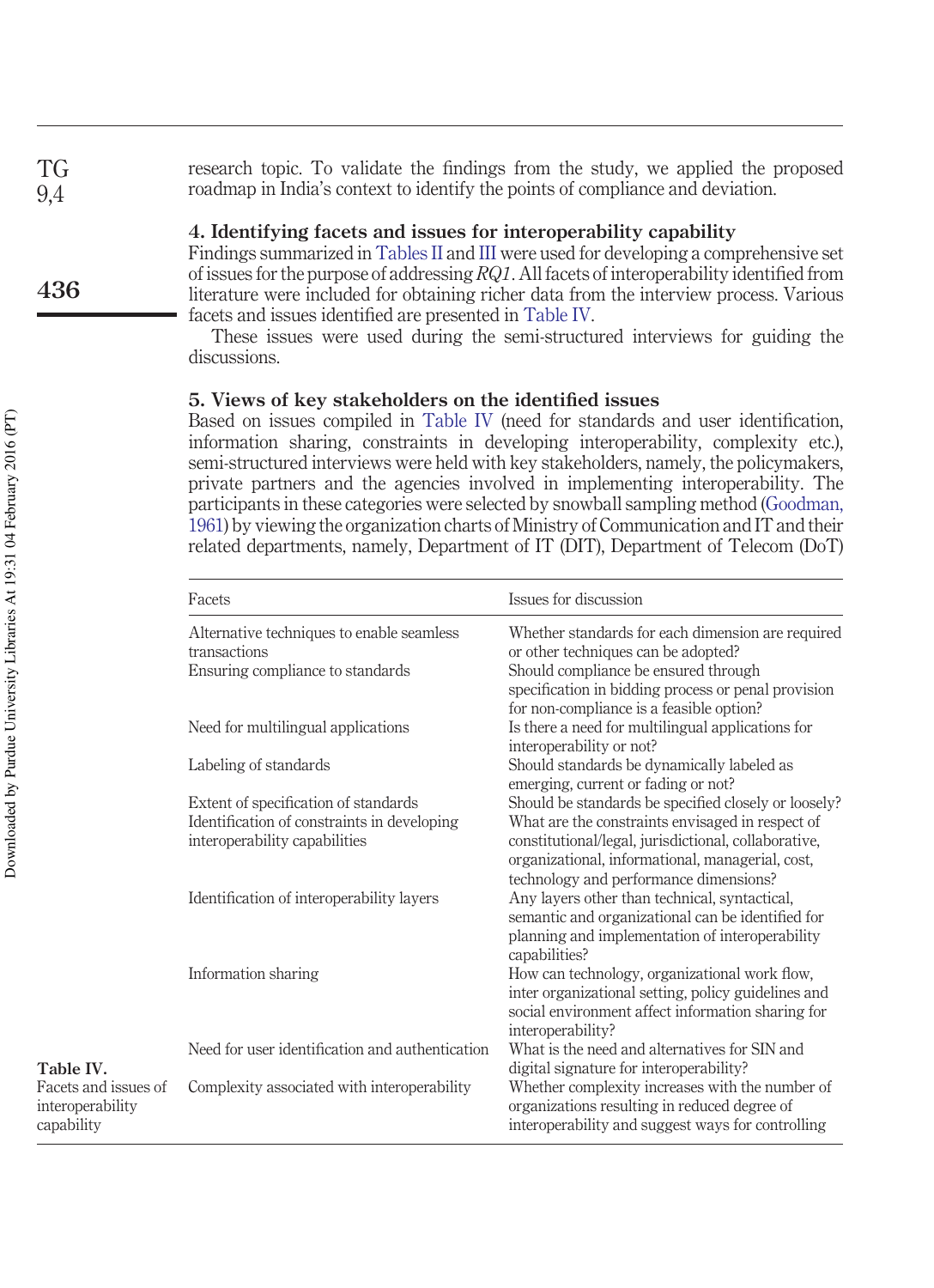research topic. To validate the findings from the study, we applied the proposed roadmap in India's context to identify the points of compliance and deviation.

## 4. Identifying facets and issues for interoperability capability

Findings summarized in Tables II and III were used for developing a comprehensive set of issues for the purpose of addressing *RQ1*. All facets of interoperability identified from literature were included for obtaining richer data from the interview process. Various facets and issues identified are presented in Table IV.

These issues were used during the semi-structured interviews for guiding the discussions.

## 5. Views of key stakeholders on the identified issues

Based on issues compiled in Table IV (need for standards and user identification, information sharing, constraints in developing interoperability, complexity etc.), semi-structured interviews were held with key stakeholders, namely, the policymakers, private partners and the agencies involved in implementing interoperability. The participants in these categories were selected by snowball sampling method (Goodman, 1961) by viewing the organization charts of Ministry of Communication and IT and their related departments, namely, Department of IT (DIT), Department of Telecom (DoT)

| Facets | Issues for discussion |
|---|---|
| Alternative techniques to enable seamless transactions | Whether standards for each dimension are required or other techniques can be adopted? |
| Ensuring compliance to standards | Should compliance be ensured through specification in bidding process or penal provision for non-compliance is a feasible option? |
| Need for multilingual applications | Is there a need for multilingual applications for interoperability or not? |
| Labeling of standards | Should standards be dynamically labeled as emerging, current or fading or not? |
| Extent of specification of standards | Should be standards be specified closely or loosely? |
| Identification of constraints in developing interoperability capabilities | What are the constraints envisaged in respect of constitutional/legal, jurisdictional, collaborative, organizational, informational, managerial, cost, technology and performance dimensions? |
| Identification of interoperability layers | Any layers other than technical, syntactical, semantic and organizational can be identified for planning and implementation of interoperability capabilities? |
| Information sharing | How can technology, organizational work flow, inter organizational setting, policy guidelines and social environment affect information sharing for interoperability? |
| Need for user identification and authentication | What is the need and alternatives for SIN and digital signature for interoperability? |
| Complexity associated with interoperability | Whether complexity increases with the number of organizations resulting in reduced degree of interoperability and suggest ways for controlling |

**Table IV.** Facets and issues of interoperability capability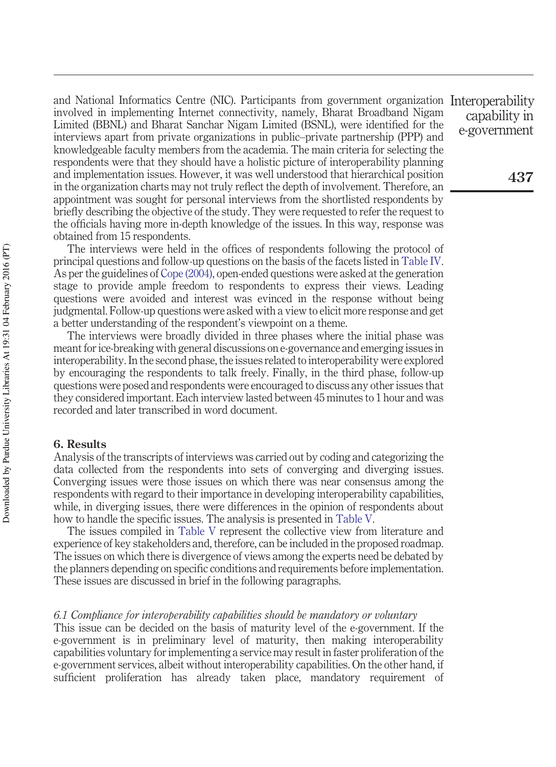and National Informatics Centre (NIC). Participants from government organization involved in implementing Internet connectivity, namely, Bharat Broadband Nigam Limited (BBNL) and Bharat Sanchar Nigam Limited (BSNL), were identified for the interviews apart from private organizations in public–private partnership (PPP) and knowledgeable faculty members from the academia. The main criteria for selecting the respondents were that they should have a holistic picture of interoperability planning and implementation issues. However, it was well understood that hierarchical position in the organization charts may not truly reflect the depth of involvement. Therefore, an appointment was sought for personal interviews from the shortlisted respondents by briefly describing the objective of the study. They were requested to refer the request to the officials having more in-depth knowledge of the issues. In this way, response was obtained from 15 respondents.

The interviews were held in the offices of respondents following the protocol of principal questions and follow-up questions on the basis of the facets listed in Table IV. As per the guidelines of Cope (2004), open-ended questions were asked at the generation stage to provide ample freedom to respondents to express their views. Leading questions were avoided and interest was evinced in the response without being judgmental. Follow-up questions were asked with a view to elicit more response and get a better understanding of the respondent's viewpoint on a theme.

The interviews were broadly divided in three phases where the initial phase was meant for ice-breaking with general discussions on e-governance and emerging issues in interoperability. In the second phase, the issues related to interoperability were explored by encouraging the respondents to talk freely. Finally, in the third phase, follow-up questions were posed and respondents were encouraged to discuss any other issues that they considered important. Each interview lasted between 45 minutes to 1 hour and was recorded and later transcribed in word document.

## 6. Results

Analysis of the transcripts of interviews was carried out by coding and categorizing the data collected from the respondents into sets of converging and diverging issues. Converging issues were those issues on which there was near consensus among the respondents with regard to their importance in developing interoperability capabilities, while, in diverging issues, there were differences in the opinion of respondents about how to handle the specific issues. The analysis is presented in Table V.

The issues compiled in Table V represent the collective view from literature and experience of key stakeholders and, therefore, can be included in the proposed roadmap. The issues on which there is divergence of views among the experts need be debated by the planners depending on specific conditions and requirements before implementation. These issues are discussed in brief in the following paragraphs.

### *6.1 Compliance for interoperability capabilities should be mandatory or voluntary*

This issue can be decided on the basis of maturity level of the e-government. If the e-government is in preliminary level of maturity, then making interoperability capabilities voluntary for implementing a service may result in faster proliferation of the e-government services, albeit without interoperability capabilities. On the other hand, if sufficient proliferation has already taken place, mandatory requirement of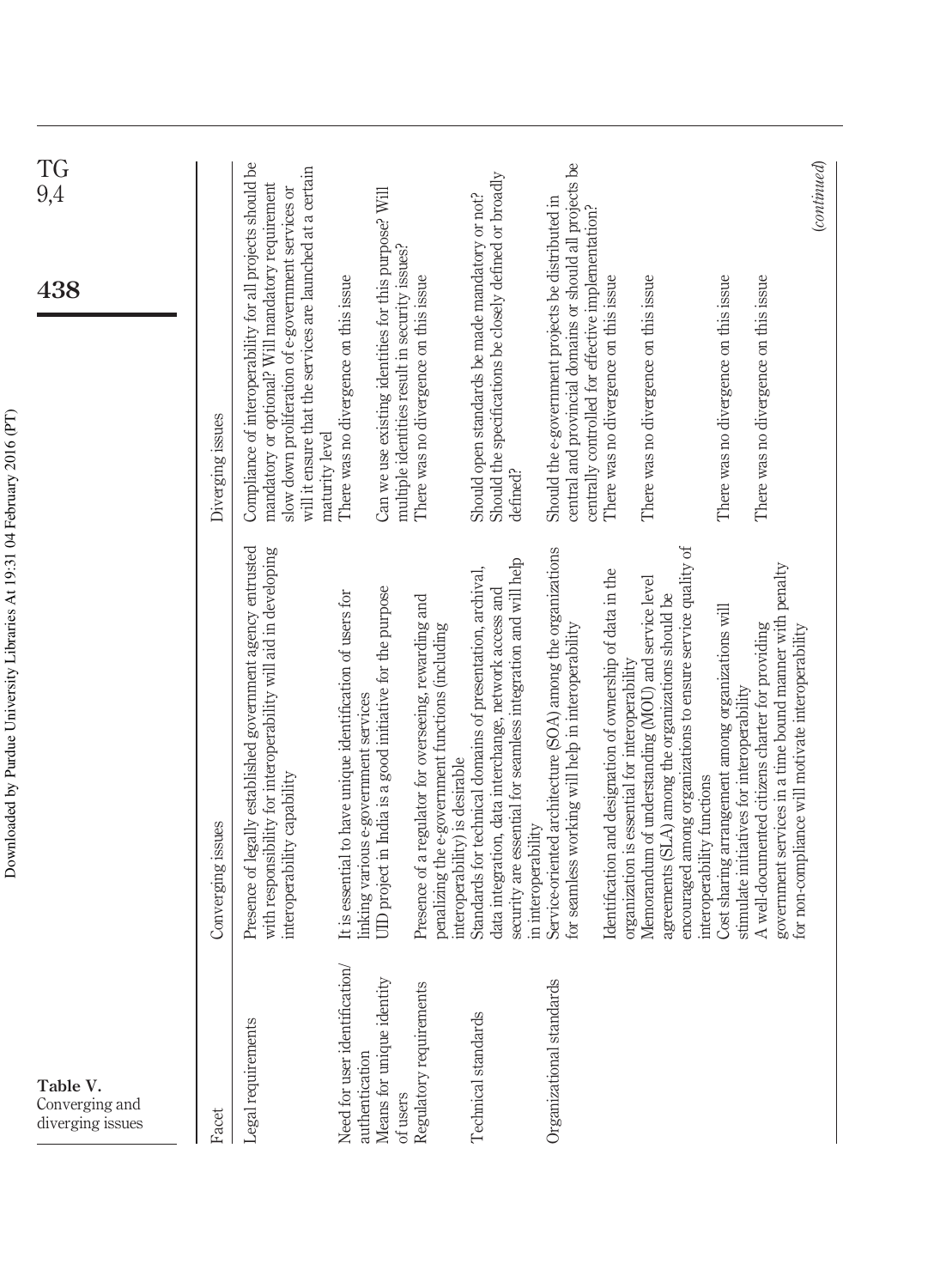**Table V.** Converging and diverging issues

| Facet | Converging issues | Diverging issues |
| --- | --- | --- |
| Legal requirements | Presence of legally established government agency entrusted with responsibility for interoperability will aid in developing interoperability capability | Compliance of interoperability for all projects should be mandatory or optional? Will mandatory requirement slow down proliferation of e-government services or will it ensure that the services are launched at a certain maturity level |
| Need for user identification/ authentication | It is essential to have unique identification of users for linking various e-government services | There was no divergence on this issue |
| Means for unique identity of users | UID project in India is a good initiative for the purpose | Can we use existing identities for this purpose? Will multiple identities result in security issues? |
| Regulatory requirements | Presence of a regulator for overseeing, rewarding and penalizing the e-government functions (including interoperability) is desirable | There was no divergence on this issue |
| Technical standards | Standards for technical domains of presentation, archival, data integration, data interchange, network access and security are essential for seamless integration and will help in interoperability | Should open standards be made mandatory or not? Should the specifications be closely defined or broadly defined? |
| Organizational standards | Service-oriented architecture (SOA) among the organizations for seamless working will help in interoperability | Should the e-government projects be distributed in central and provincial domains or should all projects be centrally controlled for effective implementation? |
| | Identification and designation of ownership of data in the organization is essential for interoperability | There was no divergence on this issue |
| | Memorandum of understanding (MOU) and service level agreements (SLA) among the organizations should be encouraged among organizations to ensure service quality of interoperability functions | There was no divergence on this issue |
| | Cost sharing arrangement among organizations will stimulate initiatives for interoperability | There was no divergence on this issue |
| | A well-documented citizens charter for providing government services in a time bound manner with penalty for non-compliance will motivate interoperability | There was no divergence on this issue |

*(continued)*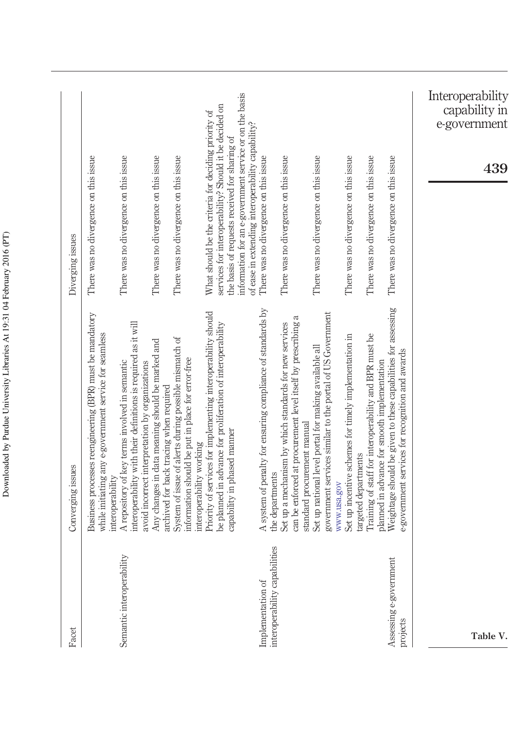| Facet | Converging issues | Diverging issues |
|---|---|---|
| | Business processes reengineering (BPR) must be mandatory while initiating any e-government service for seamless interoperability | There was no divergence on this issue |
| Semantic interoperability | A repository of key terms involved in semantic interoperability with their definitions is required as it will avoid incorrect interpretation by organizations | There was no divergence on this issue |
| | Any changes in data meaning should be marked and archived for back tracing when required | There was no divergence on this issue |
| | System of issue of alerts during possible mismatch of information should be put in place for error-free interoperability working | There was no divergence on this issue |
| | Priority of services for implementing interoperability should be planned in advance for proliferation of interoperability capability in phased manner | What should be the criteria for deciding priority of services for interoperability? Should it be decided on the basis of requests received for sharing of information for an e-government service or on the basis of ease in extending interoperability capability? |
| Implementation of interoperability capabilities | A system of penalty for ensuring compliance of standards by the departments | There was no divergence on this issue |
| | Set up a mechanism by which standards for new services can be enforced at procurement level itself by prescribing a standard procurement manual | There was no divergence on this issue |
| | Set up national level portal for making available all government services similar to the portal of US Government www.usa.gov | There was no divergence on this issue |
| | Set up incentive schemes for timely implementation in targeted departments | There was no divergence on this issue |
| | Training of staff for interoperability and BPR must be planned in advance for smooth implementation | There was no divergence on this issue |
| Assessing e-government projects | Weightage should be given to these capabilities for assessing e-government services for recognition and awards | There was no divergence on this issue |

**Table V.**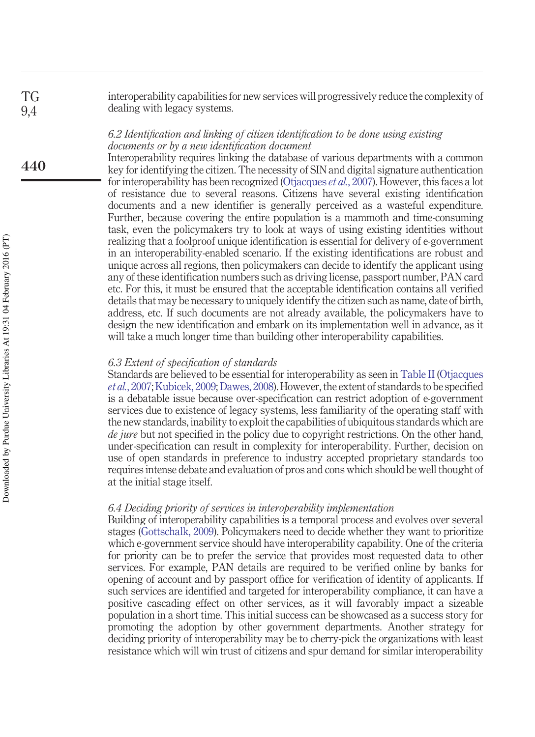interoperability capabilities for new services will progressively reduce the complexity of dealing with legacy systems.

### *6.2 Identification and linking of citizen identification to be done using existing documents or by a new identification document*

Interoperability requires linking the database of various departments with a common key for identifying the citizen. The necessity of SIN and digital signature authentication for interoperability has been recognized (Otjacques *et al.*, 2007). However, this faces a lot of resistance due to several reasons. Citizens have several existing identification documents and a new identifier is generally perceived as a wasteful expenditure. Further, because covering the entire population is a mammoth and time-consuming task, even the policymakers try to look at ways of using existing identities without realizing that a foolproof unique identification is essential for delivery of e-government in an interoperability-enabled scenario. If the existing identifications are robust and unique across all regions, then policymakers can decide to identify the applicant using any of these identification numbers such as driving license, passport number, PAN card etc. For this, it must be ensured that the acceptable identification contains all verified details that may be necessary to uniquely identify the citizen such as name, date of birth, address, etc. If such documents are not already available, the policymakers have to design the new identification and embark on its implementation well in advance, as it will take a much longer time than building other interoperability capabilities.

### *6.3 Extent of specification of standards*

Standards are believed to be essential for interoperability as seen in Table II (Otjacques *et al.*, 2007; Kubicek, 2009; Dawes, 2008). However, the extent of standards to be specified is a debatable issue because over-specification can restrict adoption of e-government services due to existence of legacy systems, less familiarity of the operating staff with the new standards, inability to exploit the capabilities of ubiquitous standards which are *de jure* but not specified in the policy due to copyright restrictions. On the other hand, under-specification can result in complexity for interoperability. Further, decision on use of open standards in preference to industry accepted proprietary standards too requires intense debate and evaluation of pros and cons which should be well thought of at the initial stage itself.

### *6.4 Deciding priority of services in interoperability implementation*

Building of interoperability capabilities is a temporal process and evolves over several stages (Gottschalk, 2009). Policymakers need to decide whether they want to prioritize which e-government service should have interoperability capability. One of the criteria for priority can be to prefer the service that provides most requested data to other services. For example, PAN details are required to be verified online by banks for opening of account and by passport office for verification of identity of applicants. If such services are identified and targeted for interoperability compliance, it can have a positive cascading effect on other services, as it will favorably impact a sizeable population in a short time. This initial success can be showcased as a success story for promoting the adoption by other government departments. Another strategy for deciding priority of interoperability may be to cherry-pick the organizations with least resistance which will win trust of citizens and spur demand for similar interoperability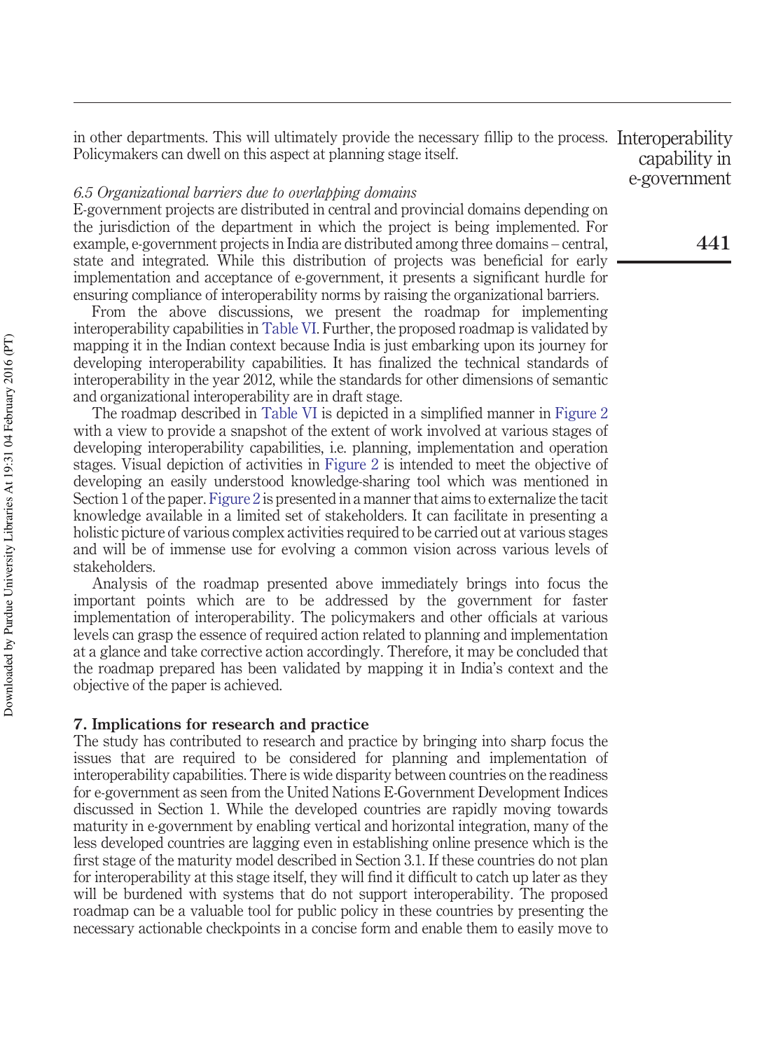in other departments. This will ultimately provide the necessary fillip to the process. Policymakers can dwell on this aspect at planning stage itself.

*6.5 Organizational barriers due to overlapping domains*

E-government projects are distributed in central and provincial domains depending on the jurisdiction of the department in which the project is being implemented. For example, e-government projects in India are distributed among three domains – central, state and integrated. While this distribution of projects was beneficial for early implementation and acceptance of e-government, it presents a significant hurdle for ensuring compliance of interoperability norms by raising the organizational barriers.

From the above discussions, we present the roadmap for implementing interoperability capabilities in Table VI. Further, the proposed roadmap is validated by mapping it in the Indian context because India is just embarking upon its journey for developing interoperability capabilities. It has finalized the technical standards of interoperability in the year 2012, while the standards for other dimensions of semantic and organizational interoperability are in draft stage.

The roadmap described in Table VI is depicted in a simplified manner in Figure 2 with a view to provide a snapshot of the extent of work involved at various stages of developing interoperability capabilities, i.e. planning, implementation and operation stages. Visual depiction of activities in Figure 2 is intended to meet the objective of developing an easily understood knowledge-sharing tool which was mentioned in Section 1 of the paper. Figure 2 is presented in a manner that aims to externalize the tacit knowledge available in a limited set of stakeholders. It can facilitate in presenting a holistic picture of various complex activities required to be carried out at various stages and will be of immense use for evolving a common vision across various levels of stakeholders.

Analysis of the roadmap presented above immediately brings into focus the important points which are to be addressed by the government for faster implementation of interoperability. The policymakers and other officials at various levels can grasp the essence of required action related to planning and implementation at a glance and take corrective action accordingly. Therefore, it may be concluded that the roadmap prepared has been validated by mapping it in India's context and the objective of the paper is achieved.

## 7. Implications for research and practice

The study has contributed to research and practice by bringing into sharp focus the issues that are required to be considered for planning and implementation of interoperability capabilities. There is wide disparity between countries on the readiness for e-government as seen from the United Nations E-Government Development Indices discussed in Section 1. While the developed countries are rapidly moving towards maturity in e-government by enabling vertical and horizontal integration, many of the less developed countries are lagging even in establishing online presence which is the first stage of the maturity model described in Section 3.1. If these countries do not plan for interoperability at this stage itself, they will find it difficult to catch up later as they will be burdened with systems that do not support interoperability. The proposed roadmap can be a valuable tool for public policy in these countries by presenting the necessary actionable checkpoints in a concise form and enable them to easily move to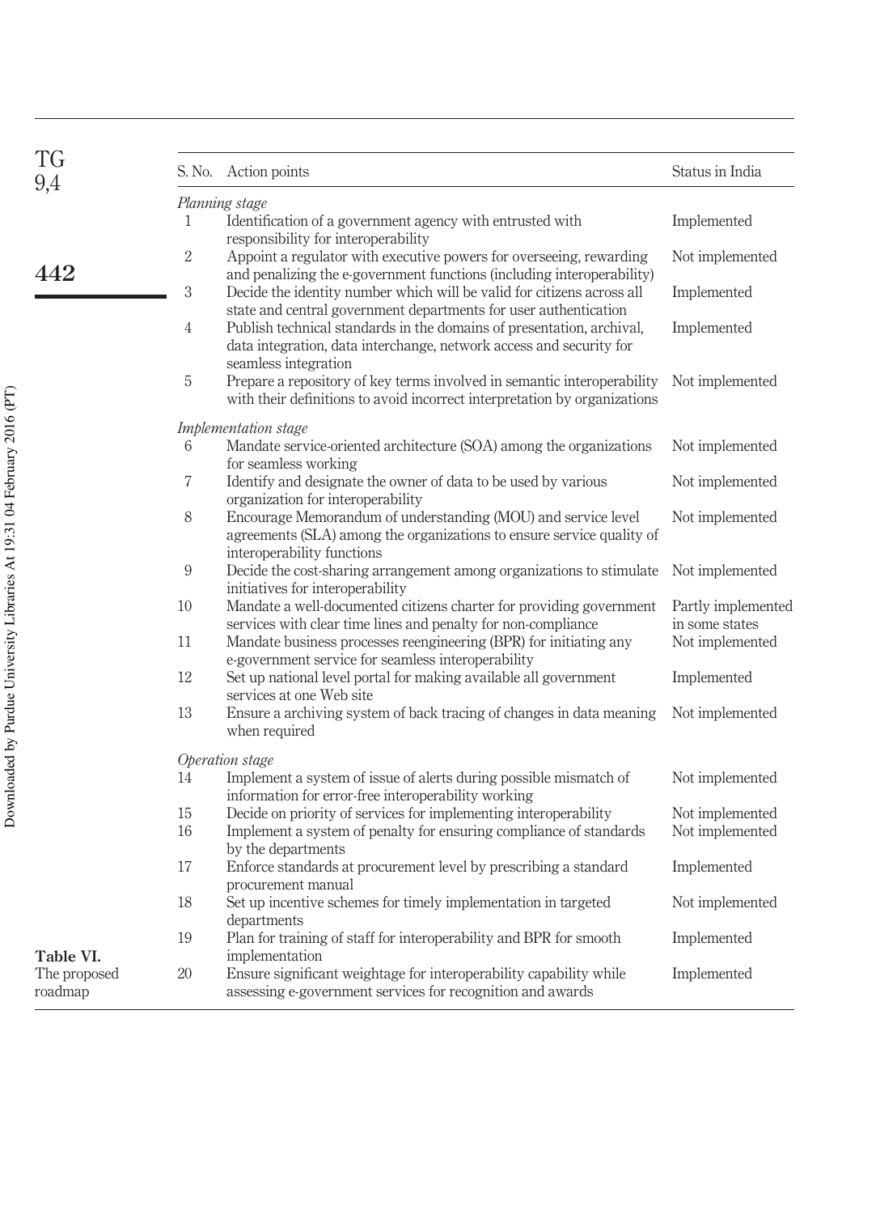**Table VI.** The proposed roadmap

| S. No. | Action points | Status in India |
|---|---|---|
| *Planning stage* | | |
| 1 | Identification of a government agency with entrusted with responsibility for interoperability | Implemented |
| 2 | Appoint a regulator with executive powers for overseeing, rewarding and penalizing the e-government functions (including interoperability) | Not implemented |
| 3 | Decide the identity number which will be valid for citizens across all state and central government departments for user authentication | Implemented |
| 4 | Publish technical standards in the domains of presentation, archival, data integration, data interchange, network access and security for seamless integration | Implemented |
| 5 | Prepare a repository of key terms involved in semantic interoperability with their definitions to avoid incorrect interpretation by organizations | Not implemented |
| *Implementation stage* | | |
| 6 | Mandate service-oriented architecture (SOA) among the organizations for seamless working | Not implemented |
| 7 | Identify and designate the owner of data to be used by various organization for interoperability | Not implemented |
| 8 | Encourage Memorandum of understanding (MOU) and service level agreements (SLA) among the organizations to ensure service quality of interoperability functions | Not implemented |
| 9 | Decide the cost-sharing arrangement among organizations to stimulate initiatives for interoperability | Not implemented |
| 10 | Mandate a well-documented citizens charter for providing government services with clear time lines and penalty for non-compliance | Partly implemented in some states |
| 11 | Mandate business processes reengineering (BPR) for initiating any e-government service for seamless interoperability | Not implemented |
| 12 | Set up national level portal for making available all government services at one Web site | Implemented |
| 13 | Ensure a archiving system of back tracing of changes in data meaning when required | Not implemented |
| *Operation stage* | | |
| 14 | Implement a system of issue of alerts during possible mismatch of information for error-free interoperability working | Not implemented |
| 15 | Decide on priority of services for implementing interoperability | Not implemented |
| 16 | Implement a system of penalty for ensuring compliance of standards by the departments | Not implemented |
| 17 | Enforce standards at procurement level by prescribing a standard procurement manual | Implemented |
| 18 | Set up incentive schemes for timely implementation in targeted departments | Not implemented |
| 19 | Plan for training of staff for interoperability and BPR for smooth implementation | Implemented |
| 20 | Ensure significant weightage for interoperability capability while assessing e-government services for recognition and awards | Implemented |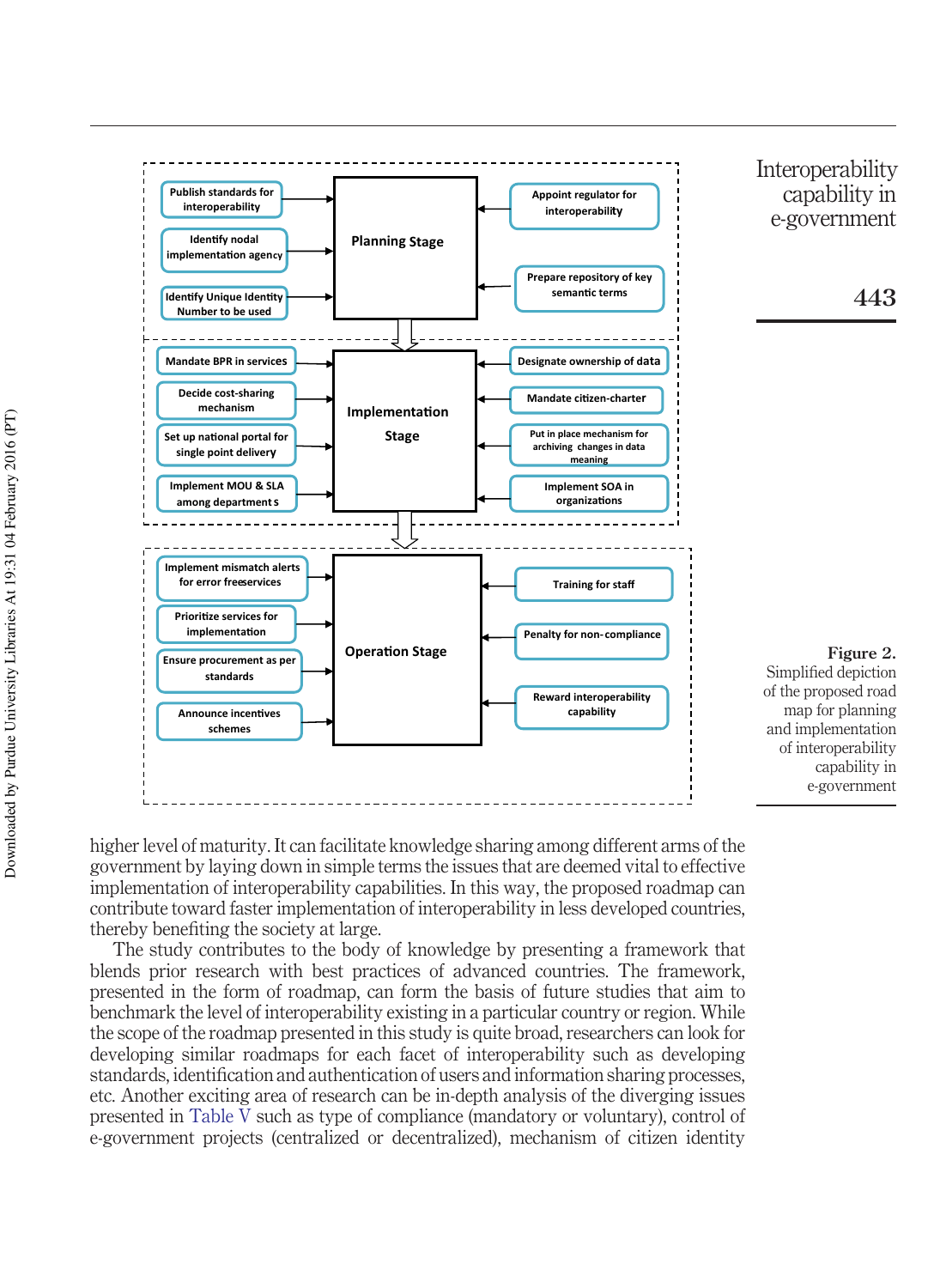**Figure 2.** Simplified depiction of the proposed road map for planning and implementation of interoperability capability in e-government

higher level of maturity. It can facilitate knowledge sharing among different arms of the government by laying down in simple terms the issues that are deemed vital to effective implementation of interoperability capabilities. In this way, the proposed roadmap can contribute toward faster implementation of interoperability in less developed countries, thereby benefiting the society at large.

The study contributes to the body of knowledge by presenting a framework that blends prior research with best practices of advanced countries. The framework, presented in the form of roadmap, can form the basis of future studies that aim to benchmark the level of interoperability existing in a particular country or region. While the scope of the roadmap presented in this study is quite broad, researchers can look for developing similar roadmaps for each facet of interoperability such as developing standards, identification and authentication of users and information sharing processes, etc. Another exciting area of research can be in-depth analysis of the diverging issues presented in Table V such as type of compliance (mandatory or voluntary), control of e-government projects (centralized or decentralized), mechanism of citizen identity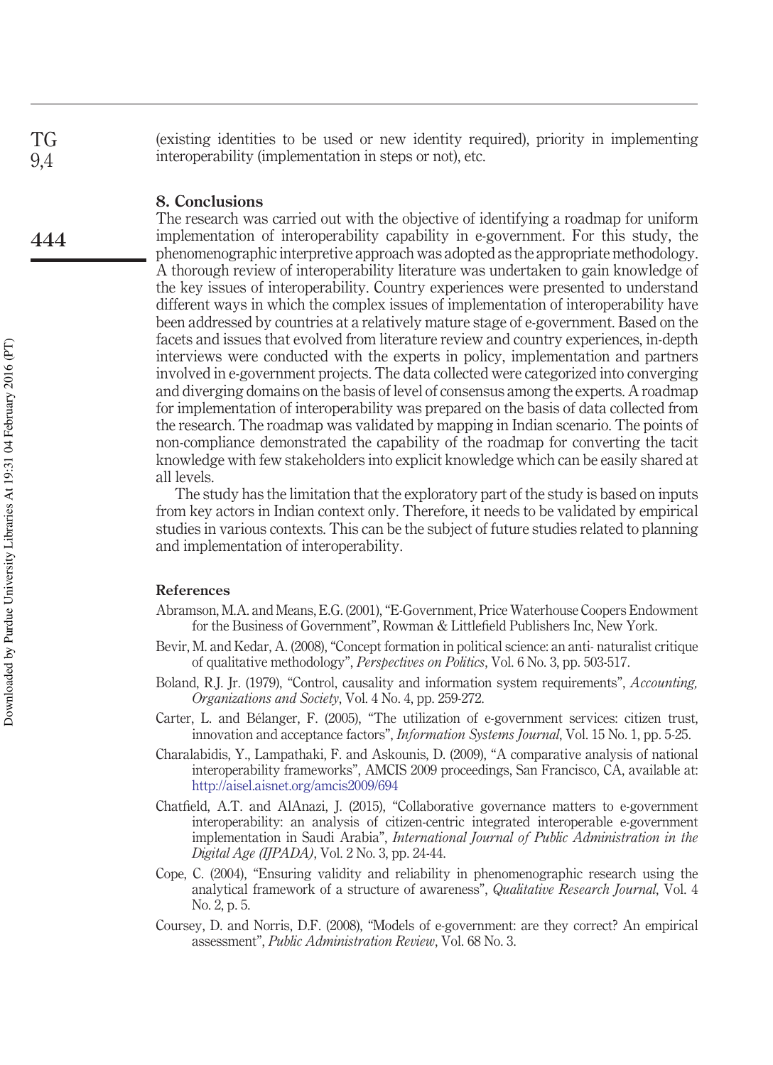(existing identities to be used or new identity required), priority in implementing interoperability (implementation in steps or not), etc.

## 8. Conclusions

The research was carried out with the objective of identifying a roadmap for uniform implementation of interoperability capability in e-government. For this study, the phenomenographic interpretive approach was adopted as the appropriate methodology. A thorough review of interoperability literature was undertaken to gain knowledge of the key issues of interoperability. Country experiences were presented to understand different ways in which the complex issues of implementation of interoperability have been addressed by countries at a relatively mature stage of e-government. Based on the facets and issues that evolved from literature review and country experiences, in-depth interviews were conducted with the experts in policy, implementation and partners involved in e-government projects. The data collected were categorized into converging and diverging domains on the basis of level of consensus among the experts. A roadmap for implementation of interoperability was prepared on the basis of data collected from the research. The roadmap was validated by mapping in Indian scenario. The points of non-compliance demonstrated the capability of the roadmap for converting the tacit knowledge with few stakeholders into explicit knowledge which can be easily shared at all levels.

The study has the limitation that the exploratory part of the study is based on inputs from key actors in Indian context only. Therefore, it needs to be validated by empirical studies in various contexts. This can be the subject of future studies related to planning and implementation of interoperability.

## References

Abramson, M.A. and Means, E.G. (2001), "E-Government, Price Waterhouse Coopers Endowment for the Business of Government", Rowman & Littlefield Publishers Inc, New York.

Bevir, M. and Kedar, A. (2008), "Concept formation in political science: an anti- naturalist critique of qualitative methodology", *Perspectives on Politics*, Vol. 6 No. 3, pp. 503-517.

Boland, R.J. Jr. (1979), "Control, causality and information system requirements", *Accounting, Organizations and Society*, Vol. 4 No. 4, pp. 259-272.

Carter, L. and Bélanger, F. (2005), "The utilization of e-government services: citizen trust, innovation and acceptance factors", *Information Systems Journal*, Vol. 15 No. 1, pp. 5-25.

Charalabidis, Y., Lampathaki, F. and Askounis, D. (2009), "A comparative analysis of national interoperability frameworks", AMCIS 2009 proceedings, San Francisco, CA, available at: http://aisel.aisnet.org/amcis2009/694

Chatfield, A.T. and AlAnazi, J. (2015), "Collaborative governance matters to e-government interoperability: an analysis of citizen-centric integrated interoperable e-government implementation in Saudi Arabia", *International Journal of Public Administration in the Digital Age (IJPADA)*, Vol. 2 No. 3, pp. 24-44.

Cope, C. (2004), "Ensuring validity and reliability in phenomenographic research using the analytical framework of a structure of awareness", *Qualitative Research Journal*, Vol. 4 No. 2, p. 5.

Coursey, D. and Norris, D.F. (2008), "Models of e-government: are they correct? An empirical assessment", *Public Administration Review*, Vol. 68 No. 3.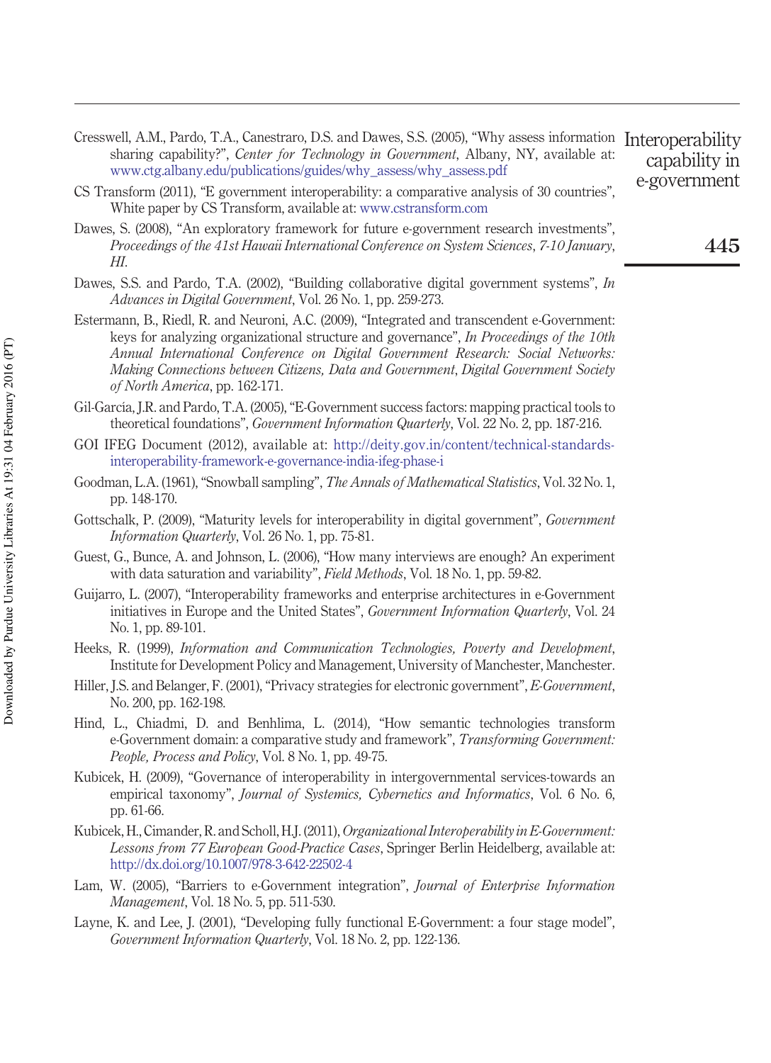Cresswell, A.M., Pardo, T.A., Canestraro, D.S. and Dawes, S.S. (2005), "Why assess information sharing capability?", *Center for Technology in Government*, Albany, NY, available at: www.ctg.albany.edu/publications/guides/why_assess/why_assess.pdf

CS Transform (2011), "E government interoperability: a comparative analysis of 30 countries", White paper by CS Transform, available at: www.cstransform.com

Dawes, S. (2008), "An exploratory framework for future e-government research investments", *Proceedings of the 41st Hawaii International Conference on System Sciences, 7-10 January, HI*.

Dawes, S.S. and Pardo, T.A. (2002), "Building collaborative digital government systems", *In Advances in Digital Government*, Vol. 26 No. 1, pp. 259-273.

Estermann, B., Riedl, R. and Neuroni, A.C. (2009), "Integrated and transcendent e-Government: keys for analyzing organizational structure and governance", *In Proceedings of the 10th Annual International Conference on Digital Government Research: Social Networks: Making Connections between Citizens, Data and Government*, *Digital Government Society of North America*, pp. 162-171.

Gil-García, J.R. and Pardo, T.A. (2005), "E-Government success factors: mapping practical tools to theoretical foundations", *Government Information Quarterly*, Vol. 22 No. 2, pp. 187-216.

GOI IFEG Document (2012), available at: http://deity.gov.in/content/technical-standards-interoperability-framework-e-governance-india-ifeg-phase-i

Goodman, L.A. (1961), "Snowball sampling", *The Annals of Mathematical Statistics*, Vol. 32 No. 1, pp. 148-170.

Gottschalk, P. (2009), "Maturity levels for interoperability in digital government", *Government Information Quarterly*, Vol. 26 No. 1, pp. 75-81.

Guest, G., Bunce, A. and Johnson, L. (2006), "How many interviews are enough? An experiment with data saturation and variability", *Field Methods*, Vol. 18 No. 1, pp. 59-82.

Guijarro, L. (2007), "Interoperability frameworks and enterprise architectures in e-Government initiatives in Europe and the United States", *Government Information Quarterly*, Vol. 24 No. 1, pp. 89-101.

Heeks, R. (1999), *Information and Communication Technologies, Poverty and Development*, Institute for Development Policy and Management, University of Manchester, Manchester.

Hiller, J.S. and Belanger, F. (2001), "Privacy strategies for electronic government", *E-Government*, No. 200, pp. 162-198.

Hind, L., Chiadmi, D. and Benhlima, L. (2014), "How semantic technologies transform e-Government domain: a comparative study and framework", *Transforming Government: People, Process and Policy*, Vol. 8 No. 1, pp. 49-75.

Kubicek, H. (2009), "Governance of interoperability in intergovernmental services-towards an empirical taxonomy", *Journal of Systemics, Cybernetics and Informatics*, Vol. 6 No. 6, pp. 61-66.

Kubicek, H., Cimander, R. and Scholl, H.J. (2011), *Organizational Interoperability in E-Government: Lessons from 77 European Good-Practice Cases*, Springer Berlin Heidelberg, available at: http://dx.doi.org/10.1007/978-3-642-22502-4

Lam, W. (2005), "Barriers to e-Government integration", *Journal of Enterprise Information Management*, Vol. 18 No. 5, pp. 511-530.

Layne, K. and Lee, J. (2001), "Developing fully functional E-Government: a four stage model", *Government Information Quarterly*, Vol. 18 No. 2, pp. 122-136.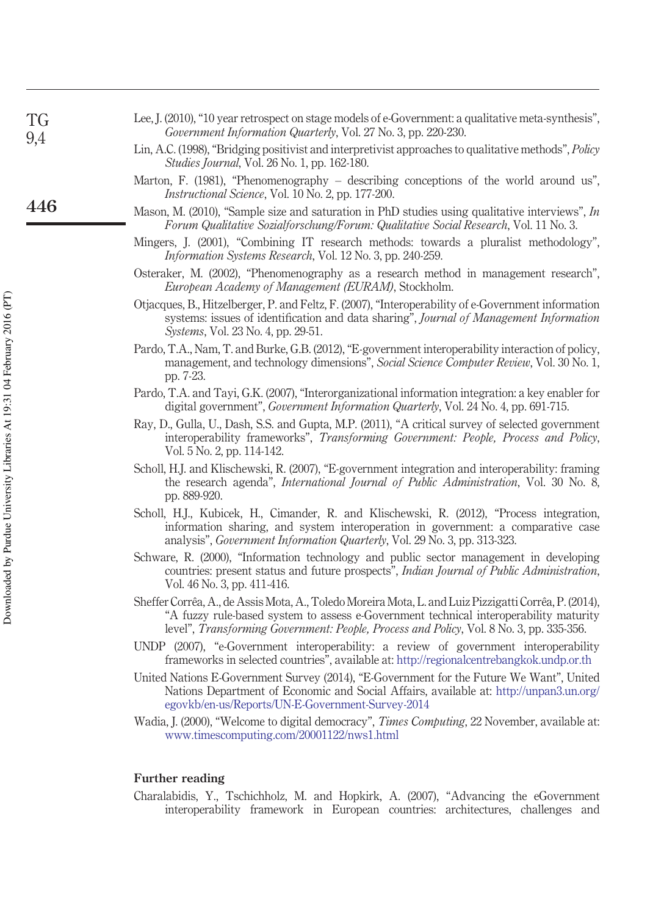Lee, J. (2010), "10 year retrospect on stage models of e-Government: a qualitative meta-synthesis", *Government Information Quarterly*, Vol. 27 No. 3, pp. 220-230.

Lin, A.C. (1998), "Bridging positivist and interpretivist approaches to qualitative methods", *Policy Studies Journal*, Vol. 26 No. 1, pp. 162-180.

Marton, F. (1981), "Phenomenography – describing conceptions of the world around us", *Instructional Science*, Vol. 10 No. 2, pp. 177-200.

Mason, M. (2010), "Sample size and saturation in PhD studies using qualitative interviews", *In Forum Qualitative Sozialforschung/Forum: Qualitative Social Research*, Vol. 11 No. 3.

Mingers, J. (2001), "Combining IT research methods: towards a pluralist methodology", *Information Systems Research*, Vol. 12 No. 3, pp. 240-259.

Osteraker, M. (2002), "Phenomenography as a research method in management research", *European Academy of Management (EURAM)*, Stockholm.

Otjacques, B., Hitzelberger, P. and Feltz, F. (2007), "Interoperability of e-Government information systems: issues of identification and data sharing", *Journal of Management Information Systems*, Vol. 23 No. 4, pp. 29-51.

Pardo, T.A., Nam, T. and Burke, G.B. (2012), "E-government interoperability interaction of policy, management, and technology dimensions", *Social Science Computer Review*, Vol. 30 No. 1, pp. 7-23.

Pardo, T.A. and Tayi, G.K. (2007), "Interorganizational information integration: a key enabler for digital government", *Government Information Quarterly*, Vol. 24 No. 4, pp. 691-715.

Ray, D., Gulla, U., Dash, S.S. and Gupta, M.P. (2011), "A critical survey of selected government interoperability frameworks", *Transforming Government: People, Process and Policy*, Vol. 5 No. 2, pp. 114-142.

Scholl, H.J. and Klischewski, R. (2007), "E-government integration and interoperability: framing the research agenda", *International Journal of Public Administration*, Vol. 30 No. 8, pp. 889-920.

Scholl, H.J., Kubicek, H., Cimander, R. and Klischewski, R. (2012), "Process integration, information sharing, and system interoperation in government: a comparative case analysis", *Government Information Quarterly*, Vol. 29 No. 3, pp. 313-323.

Schware, R. (2000), "Information technology and public sector management in developing countries: present status and future prospects", *Indian Journal of Public Administration*, Vol. 46 No. 3, pp. 411-416.

Sheffer Corrêa, A., de Assis Mota, A., Toledo Moreira Mota, L. and Luiz Pizzigatti Corrêa, P. (2014), "A fuzzy rule-based system to assess e-Government technical interoperability maturity level", *Transforming Government: People, Process and Policy*, Vol. 8 No. 3, pp. 335-356.

UNDP (2007), "e-Government interoperability: a review of government interoperability frameworks in selected countries", available at: http://regionalcentrebangkok.undp.or.th

United Nations E-Government Survey (2014), "E-Government for the Future We Want", United Nations Department of Economic and Social Affairs, available at: http://unpan3.un.org/egovkb/en-us/Reports/UN-E-Government-Survey-2014

Wadia, J. (2000), "Welcome to digital democracy", *Times Computing*, 22 November, available at: www.timescomputing.com/20001122/nws1.html

## Further reading

Charalabidis, Y., Tschichholz, M. and Hopkirk, A. (2007), "Advancing the eGovernment interoperability framework in European countries: architectures, challenges and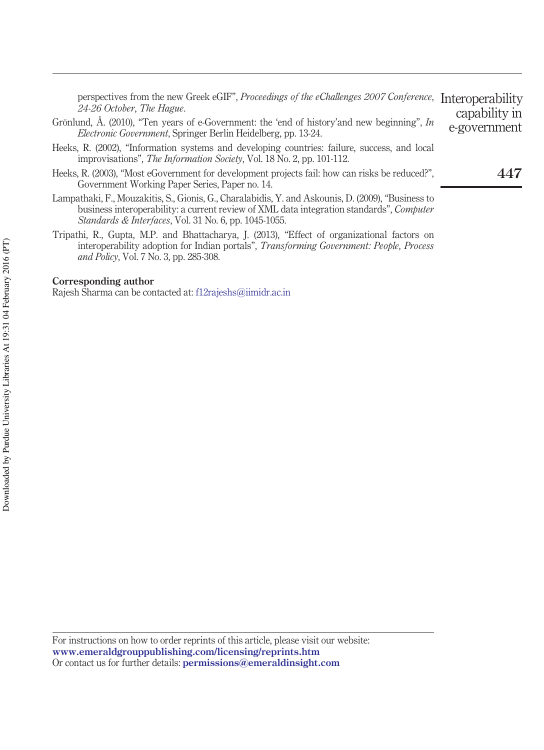perspectives from the new Greek eGIF", *Proceedings of the eChallenges 2007 Conference, 24-26 October, The Hague*.

Grönlund, Å. (2010), "Ten years of e-Government: the 'end of history'and new beginning", *In Electronic Government*, Springer Berlin Heidelberg, pp. 13-24.

Heeks, R. (2002), "Information systems and developing countries: failure, success, and local improvisations", *The Information Society*, Vol. 18 No. 2, pp. 101-112.

Heeks, R. (2003), "Most eGovernment for development projects fail: how can risks be reduced?", Government Working Paper Series, Paper no. 14.

Lampathaki, F., Mouzakitis, S., Gionis, G., Charalabidis, Y. and Askounis, D. (2009), "Business to business interoperability: a current review of XML data integration standards", *Computer Standards & Interfaces*, Vol. 31 No. 6, pp. 1045-1055.

Tripathi, R., Gupta, M.P. and Bhattacharya, J. (2013), "Effect of organizational factors on interoperability adoption for Indian portals", *Transforming Government: People, Process and Policy*, Vol. 7 No. 3, pp. 285-308.

**Corresponding author**

Rajesh Sharma can be contacted at: f12rajeshs@iimidr.ac.in

For instructions on how to order reprints of this article, please visit our website:
**www.emeraldgrouppublishing.com/licensing/reprints.htm**
Or contact us for further details: **permissions@emeraldinsight.com**